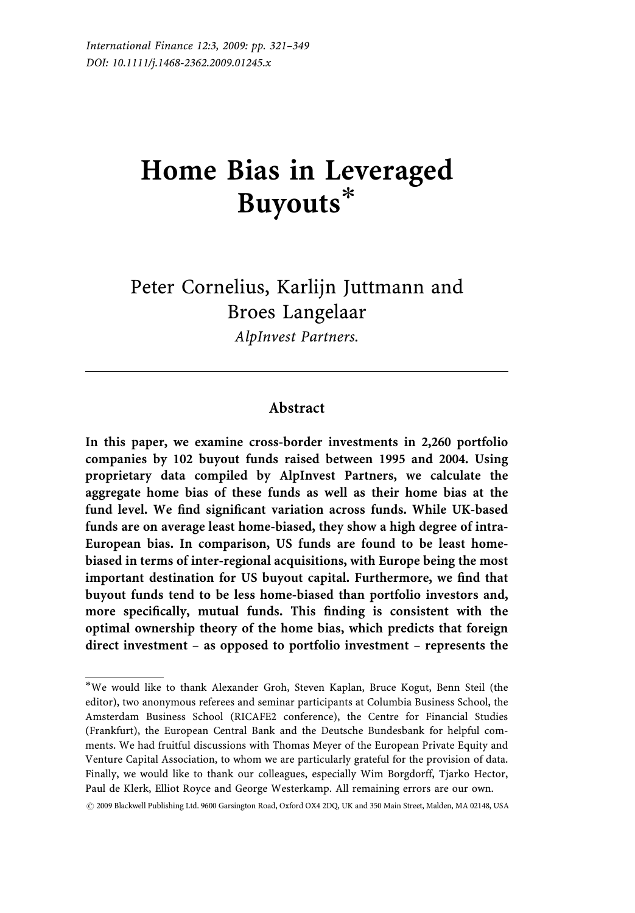# Home Bias in Leveraged Buyouts*

Peter Cornelius, Karlijn Juttmann and Broes Langelaar

*AlpInvest Partners.*

---

## Abstract

**In this paper, we examine cross-border investments in 2,260 portfolio companies by 102 buyout funds raised between 1995 and 2004. Using proprietary data compiled by AlpInvest Partners, we calculate the aggregate home bias of these funds as well as their home bias at the fund level. We find significant variation across funds. While UK-based funds are on average least home-biased, they show a high degree of intra-European bias. In comparison, US funds are found to be least home-biased in terms of inter-regional acquisitions, with Europe being the most important destination for US buyout capital. Furthermore, we find that buyout funds tend to be less home-biased than portfolio investors and, more specifically, mutual funds. This finding is consistent with the optimal ownership theory of the home bias, which predicts that foreign direct investment – as opposed to portfolio investment – represents the**

---

*We would like to thank Alexander Groh, Steven Kaplan, Bruce Kogut, Benn Steil (the editor), two anonymous referees and seminar participants at Columbia Business School, the Amsterdam Business School (RICAFE2 conference), the Centre for Financial Studies (Frankfurt), the European Central Bank and the Deutsche Bundesbank for helpful comments. We had fruitful discussions with Thomas Meyer of the European Private Equity and Venture Capital Association, to whom we are particularly grateful for the provision of data. Finally, we would like to thank our colleagues, especially Wim Borgdorff, Tjarko Hector, Paul de Klerk, Elliot Royce and George Westerkamp. All remaining errors are our own.

© 2009 Blackwell Publishing Ltd. 9600 Garsington Road, Oxford OX4 2DQ, UK and 350 Main Street, Malden, MA 02148, USA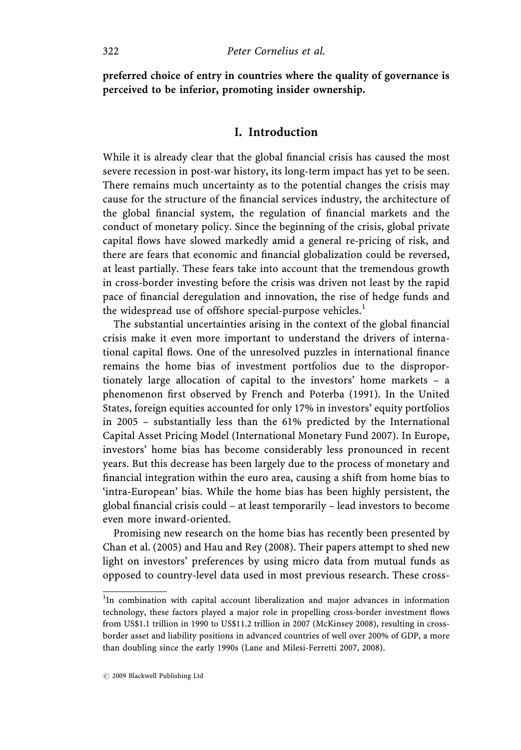**preferred choice of entry in countries where the quality of governance is perceived to be inferior, promoting insider ownership.**

## I. Introduction

While it is already clear that the global financial crisis has caused the most severe recession in post-war history, its long-term impact has yet to be seen. There remains much uncertainty as to the potential changes the crisis may cause for the structure of the financial services industry, the architecture of the global financial system, the regulation of financial markets and the conduct of monetary policy. Since the beginning of the crisis, global private capital flows have slowed markedly amid a general re-pricing of risk, and there are fears that economic and financial globalization could be reversed, at least partially. These fears take into account that the tremendous growth in cross-border investing before the crisis was driven not least by the rapid pace of financial deregulation and innovation, the rise of hedge funds and the widespread use of offshore special-purpose vehicles.[1]

The substantial uncertainties arising in the context of the global financial crisis make it even more important to understand the drivers of international capital flows. One of the unresolved puzzles in international finance remains the home bias of investment portfolios due to the disproportionately large allocation of capital to the investors' home markets – a phenomenon first observed by French and Poterba (1991). In the United States, foreign equities accounted for only 17% in investors' equity portfolios in 2005 – substantially less than the 61% predicted by the International Capital Asset Pricing Model (International Monetary Fund 2007). In Europe, investors' home bias has become considerably less pronounced in recent years. But this decrease has been largely due to the process of monetary and financial integration within the euro area, causing a shift from home bias to 'intra-European' bias. While the home bias has been highly persistent, the global financial crisis could – at least temporarily – lead investors to become even more inward-oriented.

Promising new research on the home bias has recently been presented by Chan et al. (2005) and Hau and Rey (2008). Their papers attempt to shed new light on investors' preferences by using micro data from mutual funds as opposed to country-level data used in most previous research. These cross-

[1] In combination with capital account liberalization and major advances in information technology, these factors played a major role in propelling cross-border investment flows from US$1.1 trillion in 1990 to US$11.2 trillion in 2007 (McKinsey 2008), resulting in cross-border asset and liability positions in advanced countries of well over 200% of GDP, a more than doubling since the early 1990s (Lane and Milesi-Ferretti 2007, 2008).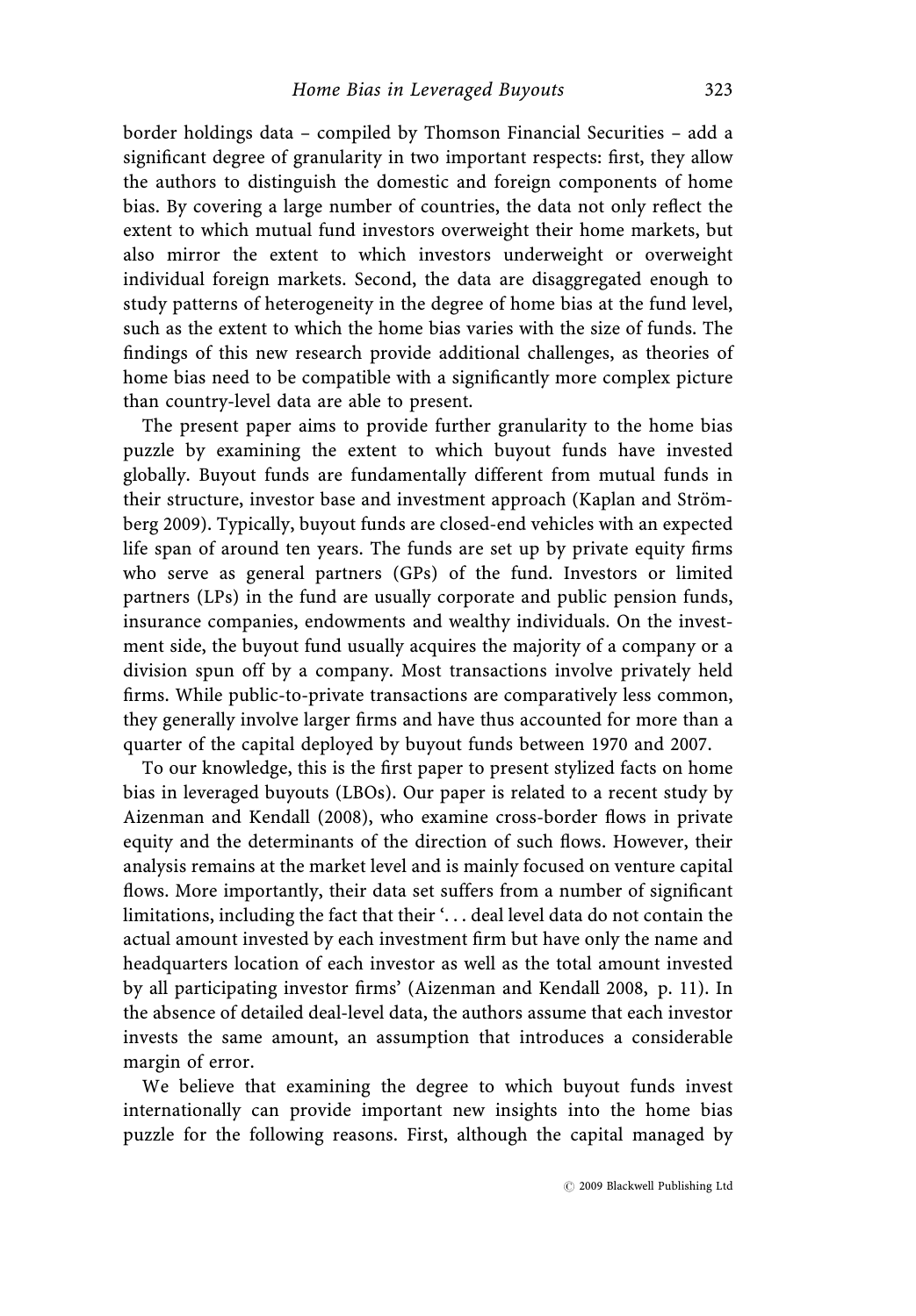border holdings data – compiled by Thomson Financial Securities – add a significant degree of granularity in two important respects: first, they allow the authors to distinguish the domestic and foreign components of home bias. By covering a large number of countries, the data not only reflect the extent to which mutual fund investors overweight their home markets, but also mirror the extent to which investors underweight or overweight individual foreign markets. Second, the data are disaggregated enough to study patterns of heterogeneity in the degree of home bias at the fund level, such as the extent to which the home bias varies with the size of funds. The findings of this new research provide additional challenges, as theories of home bias need to be compatible with a significantly more complex picture than country-level data are able to present.

The present paper aims to provide further granularity to the home bias puzzle by examining the extent to which buyout funds have invested globally. Buyout funds are fundamentally different from mutual funds in their structure, investor base and investment approach (Kaplan and Strömberg 2009). Typically, buyout funds are closed-end vehicles with an expected life span of around ten years. The funds are set up by private equity firms who serve as general partners (GPs) of the fund. Investors or limited partners (LPs) in the fund are usually corporate and public pension funds, insurance companies, endowments and wealthy individuals. On the investment side, the buyout fund usually acquires the majority of a company or a division spun off by a company. Most transactions involve privately held firms. While public-to-private transactions are comparatively less common, they generally involve larger firms and have thus accounted for more than a quarter of the capital deployed by buyout funds between 1970 and 2007.

To our knowledge, this is the first paper to present stylized facts on home bias in leveraged buyouts (LBOs). Our paper is related to a recent study by Aizenman and Kendall (2008), who examine cross-border flows in private equity and the determinants of the direction of such flows. However, their analysis remains at the market level and is mainly focused on venture capital flows. More importantly, their data set suffers from a number of significant limitations, including the fact that their '. . . deal level data do not contain the actual amount invested by each investment firm but have only the name and headquarters location of each investor as well as the total amount invested by all participating investor firms' (Aizenman and Kendall 2008, p. 11). In the absence of detailed deal-level data, the authors assume that each investor invests the same amount, an assumption that introduces a considerable margin of error.

We believe that examining the degree to which buyout funds invest internationally can provide important new insights into the home bias puzzle for the following reasons. First, although the capital managed by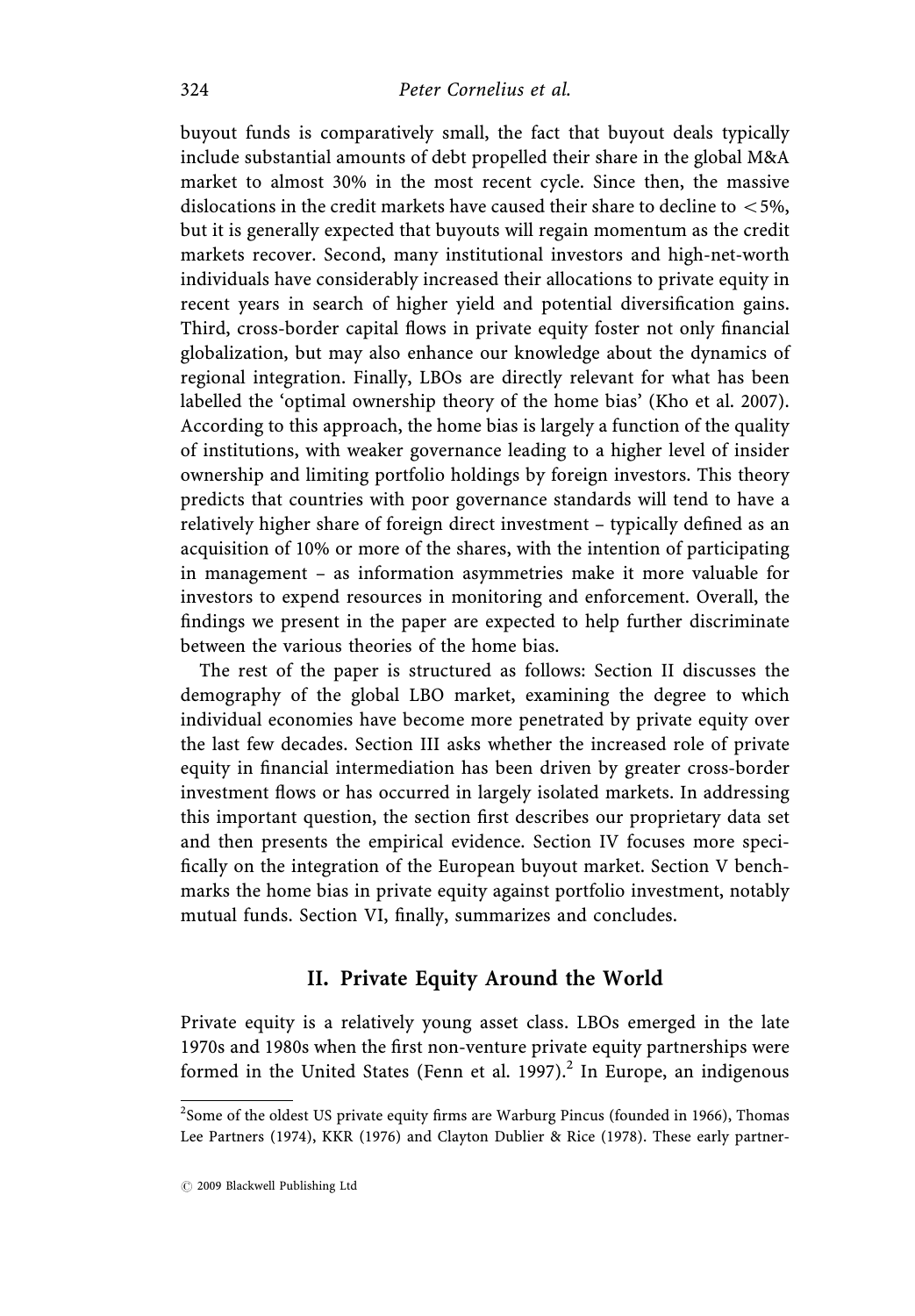buyout funds is comparatively small, the fact that buyout deals typically include substantial amounts of debt propelled their share in the global M&A market to almost 30% in the most recent cycle. Since then, the massive dislocations in the credit markets have caused their share to decline to $<5\%$, but it is generally expected that buyouts will regain momentum as the credit markets recover. Second, many institutional investors and high-net-worth individuals have considerably increased their allocations to private equity in recent years in search of higher yield and potential diversification gains. Third, cross-border capital flows in private equity foster not only financial globalization, but may also enhance our knowledge about the dynamics of regional integration. Finally, LBOs are directly relevant for what has been labelled the 'optimal ownership theory of the home bias' (Kho et al. 2007). According to this approach, the home bias is largely a function of the quality of institutions, with weaker governance leading to a higher level of insider ownership and limiting portfolio holdings by foreign investors. This theory predicts that countries with poor governance standards will tend to have a relatively higher share of foreign direct investment – typically defined as an acquisition of 10% or more of the shares, with the intention of participating in management – as information asymmetries make it more valuable for investors to expend resources in monitoring and enforcement. Overall, the findings we present in the paper are expected to help further discriminate between the various theories of the home bias.

The rest of the paper is structured as follows: Section II discusses the demography of the global LBO market, examining the degree to which individual economies have become more penetrated by private equity over the last few decades. Section III asks whether the increased role of private equity in financial intermediation has been driven by greater cross-border investment flows or has occurred in largely isolated markets. In addressing this important question, the section first describes our proprietary data set and then presents the empirical evidence. Section IV focuses more specifically on the integration of the European buyout market. Section V benchmarks the home bias in private equity against portfolio investment, notably mutual funds. Section VI, finally, summarizes and concludes.

## II. Private Equity Around the World

Private equity is a relatively young asset class. LBOs emerged in the late 1970s and 1980s when the first non-venture private equity partnerships were formed in the United States (Fenn et al. 1997).[2] In Europe, an indigenous

[2]Some of the oldest US private equity firms are Warburg Pincus (founded in 1966), Thomas Lee Partners (1974), KKR (1976) and Clayton Dublier & Rice (1978). These early partner-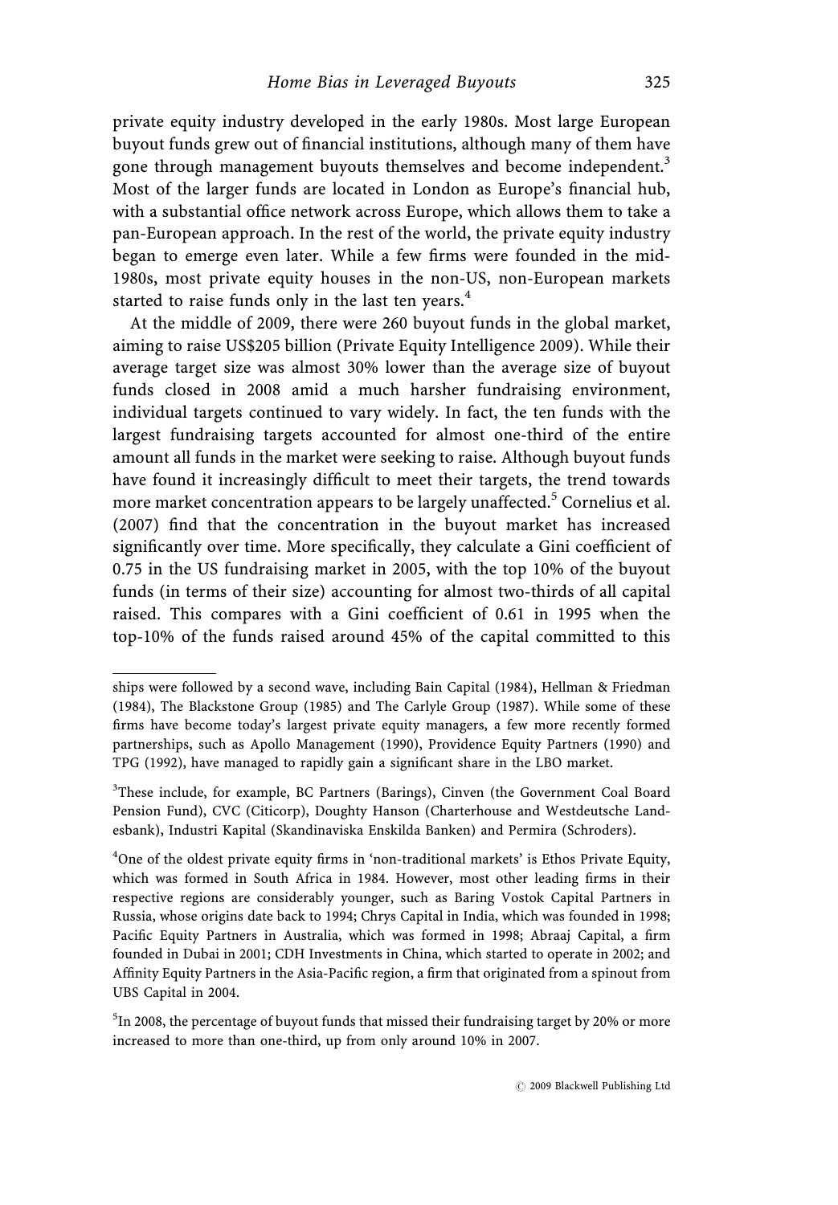private equity industry developed in the early 1980s. Most large European buyout funds grew out of financial institutions, although many of them have gone through management buyouts themselves and become independent.[3] Most of the larger funds are located in London as Europe's financial hub, with a substantial office network across Europe, which allows them to take a pan-European approach. In the rest of the world, the private equity industry began to emerge even later. While a few firms were founded in the mid-1980s, most private equity houses in the non-US, non-European markets started to raise funds only in the last ten years.[4]

At the middle of 2009, there were 260 buyout funds in the global market, aiming to raise US$205 billion (Private Equity Intelligence 2009). While their average target size was almost 30% lower than the average size of buyout funds closed in 2008 amid a much harsher fundraising environment, individual targets continued to vary widely. In fact, the ten funds with the largest fundraising targets accounted for almost one-third of the entire amount all funds in the market were seeking to raise. Although buyout funds have found it increasingly difficult to meet their targets, the trend towards more market concentration appears to be largely unaffected.[5] Cornelius et al. (2007) find that the concentration in the buyout market has increased significantly over time. More specifically, they calculate a Gini coefficient of 0.75 in the US fundraising market in 2005, with the top 10% of the buyout funds (in terms of their size) accounting for almost two-thirds of all capital raised. This compares with a Gini coefficient of 0.61 in 1995 when the top-10% of the funds raised around 45% of the capital committed to this

---

ships were followed by a second wave, including Bain Capital (1984), Hellman & Friedman (1984), The Blackstone Group (1985) and The Carlyle Group (1987). While some of these firms have become today's largest private equity managers, a few more recently formed partnerships, such as Apollo Management (1990), Providence Equity Partners (1990) and TPG (1992), have managed to rapidly gain a significant share in the LBO market.

[3]These include, for example, BC Partners (Barings), Cinven (the Government Coal Board Pension Fund), CVC (Citicorp), Doughty Hanson (Charterhouse and Westdeutsche Landesbank), Industri Kapital (Skandinaviska Enskilda Banken) and Permira (Schroders).

[4]One of the oldest private equity firms in 'non-traditional markets' is Ethos Private Equity, which was formed in South Africa in 1984. However, most other leading firms in their respective regions are considerably younger, such as Baring Vostok Capital Partners in Russia, whose origins date back to 1994; Chrys Capital in India, which was founded in 1998; Pacific Equity Partners in Australia, which was formed in 1998; Abraaj Capital, a firm founded in Dubai in 2001; CDH Investments in China, which started to operate in 2002; and Affinity Equity Partners in the Asia-Pacific region, a firm that originated from a spinout from UBS Capital in 2004.

[5]In 2008, the percentage of buyout funds that missed their fundraising target by 20% or more increased to more than one-third, up from only around 10% in 2007.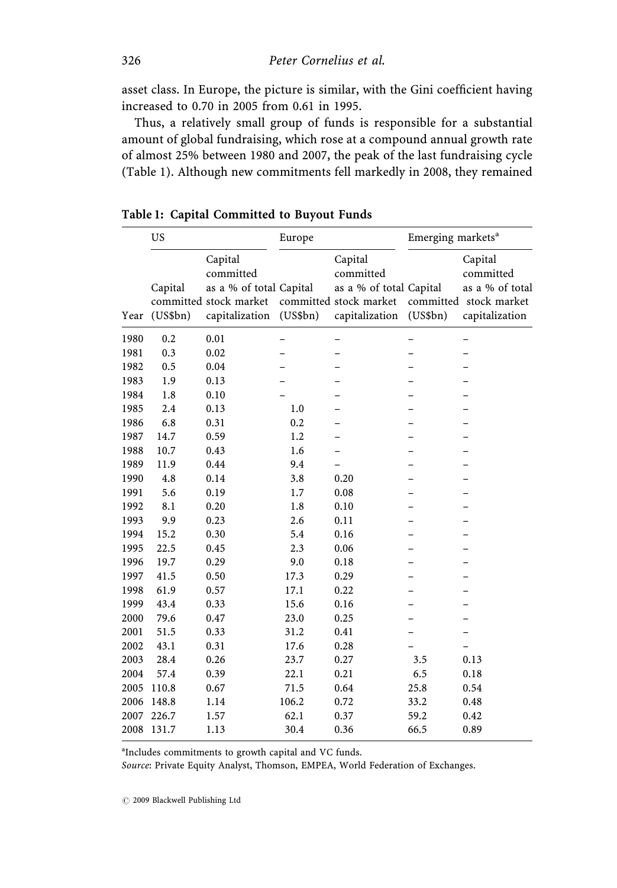asset class. In Europe, the picture is similar, with the Gini coefficient having increased to 0.70 in 2005 from 0.61 in 1995.

Thus, a relatively small group of funds is responsible for a substantial amount of global fundraising, which rose at a compound annual growth rate of almost 25% between 1980 and 2007, the peak of the last fundraising cycle (Table 1). Although new commitments fell markedly in 2008, they remained

**Table 1: Capital Committed to Buyout Funds**

| | US | | Europe | | Emerging markets[a] | |
|---|---|---|---|---|---|---|
| Year | Capital committed (US$bn) | Capital committed as a % of total stock market capitalization | Capital committed (US$bn) | Capital committed as a % of total stock market capitalization | Capital committed (US$bn) | Capital committed as a % of total stock market capitalization |
| 1980 | 0.2 | 0.01 | – | – | – | – |
| 1981 | 0.3 | 0.02 | – | – | – | – |
| 1982 | 0.5 | 0.04 | – | – | – | – |
| 1983 | 1.9 | 0.13 | – | – | – | – |
| 1984 | 1.8 | 0.10 | – | – | – | – |
| 1985 | 2.4 | 0.13 | 1.0 | – | – | – |
| 1986 | 6.8 | 0.31 | 0.2 | – | – | – |
| 1987 | 14.7 | 0.59 | 1.2 | – | – | – |
| 1988 | 10.7 | 0.43 | 1.6 | – | – | – |
| 1989 | 11.9 | 0.44 | 9.4 | – | – | – |
| 1990 | 4.8 | 0.14 | 3.8 | 0.20 | – | – |
| 1991 | 5.6 | 0.19 | 1.7 | 0.08 | – | – |
| 1992 | 8.1 | 0.20 | 1.8 | 0.10 | – | – |
| 1993 | 9.9 | 0.23 | 2.6 | 0.11 | – | – |
| 1994 | 15.2 | 0.30 | 5.4 | 0.16 | – | – |
| 1995 | 22.5 | 0.45 | 2.3 | 0.06 | – | – |
| 1996 | 19.7 | 0.29 | 9.0 | 0.18 | – | – |
| 1997 | 41.5 | 0.50 | 17.3 | 0.29 | – | – |
| 1998 | 61.9 | 0.57 | 17.1 | 0.22 | – | – |
| 1999 | 43.4 | 0.33 | 15.6 | 0.16 | – | – |
| 2000 | 79.6 | 0.47 | 23.0 | 0.25 | – | – |
| 2001 | 51.5 | 0.33 | 31.2 | 0.41 | – | – |
| 2002 | 43.1 | 0.31 | 17.6 | 0.28 | – | – |
| 2003 | 28.4 | 0.26 | 23.7 | 0.27 | 3.5 | 0.13 |
| 2004 | 57.4 | 0.39 | 22.1 | 0.21 | 6.5 | 0.18 |
| 2005 | 110.8 | 0.67 | 71.5 | 0.64 | 25.8 | 0.54 |
| 2006 | 148.8 | 1.14 | 106.2 | 0.72 | 33.2 | 0.48 |
| 2007 | 226.7 | 1.57 | 62.1 | 0.37 | 59.2 | 0.42 |
| 2008 | 131.7 | 1.13 | 30.4 | 0.36 | 66.5 | 0.89 |

[a]Includes commitments to growth capital and VC funds.
*Source*: Private Equity Analyst, Thomson, EMPEA, World Federation of Exchanges.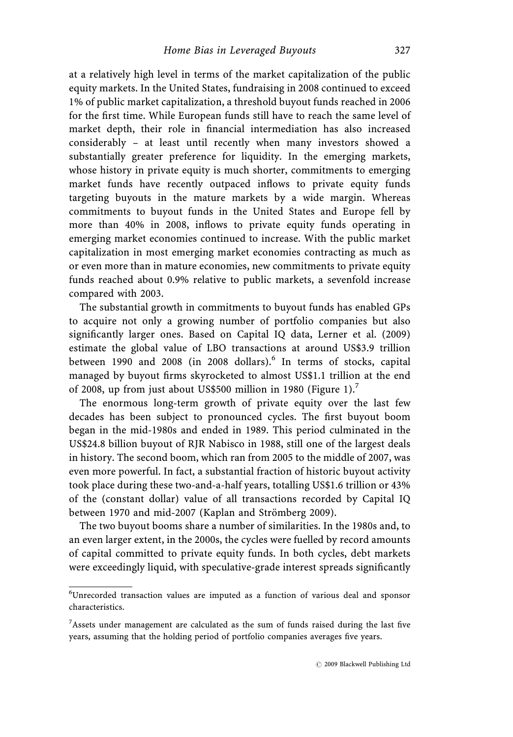at a relatively high level in terms of the market capitalization of the public equity markets. In the United States, fundraising in 2008 continued to exceed 1% of public market capitalization, a threshold buyout funds reached in 2006 for the first time. While European funds still have to reach the same level of market depth, their role in financial intermediation has also increased considerably – at least until recently when many investors showed a substantially greater preference for liquidity. In the emerging markets, whose history in private equity is much shorter, commitments to emerging market funds have recently outpaced inflows to private equity funds targeting buyouts in the mature markets by a wide margin. Whereas commitments to buyout funds in the United States and Europe fell by more than 40% in 2008, inflows to private equity funds operating in emerging market economies continued to increase. With the public market capitalization in most emerging market economies contracting as much as or even more than in mature economies, new commitments to private equity funds reached about 0.9% relative to public markets, a sevenfold increase compared with 2003.

The substantial growth in commitments to buyout funds has enabled GPs to acquire not only a growing number of portfolio companies but also significantly larger ones. Based on Capital IQ data, Lerner et al. (2009) estimate the global value of LBO transactions at around US$3.9 trillion between 1990 and 2008 (in 2008 dollars).[6] In terms of stocks, capital managed by buyout firms skyrocketed to almost US$1.1 trillion at the end of 2008, up from just about US$500 million in 1980 (Figure 1).[7]

The enormous long-term growth of private equity over the last few decades has been subject to pronounced cycles. The first buyout boom began in the mid-1980s and ended in 1989. This period culminated in the US$24.8 billion buyout of RJR Nabisco in 1988, still one of the largest deals in history. The second boom, which ran from 2005 to the middle of 2007, was even more powerful. In fact, a substantial fraction of historic buyout activity took place during these two-and-a-half years, totalling US$1.6 trillion or 43% of the (constant dollar) value of all transactions recorded by Capital IQ between 1970 and mid-2007 (Kaplan and Strömberg 2009).

The two buyout booms share a number of similarities. In the 1980s and, to an even larger extent, in the 2000s, the cycles were fuelled by record amounts of capital committed to private equity funds. In both cycles, debt markets were exceedingly liquid, with speculative-grade interest spreads significantly

[6] Unrecorded transaction values are imputed as a function of various deal and sponsor characteristics.

[7] Assets under management are calculated as the sum of funds raised during the last five years, assuming that the holding period of portfolio companies averages five years.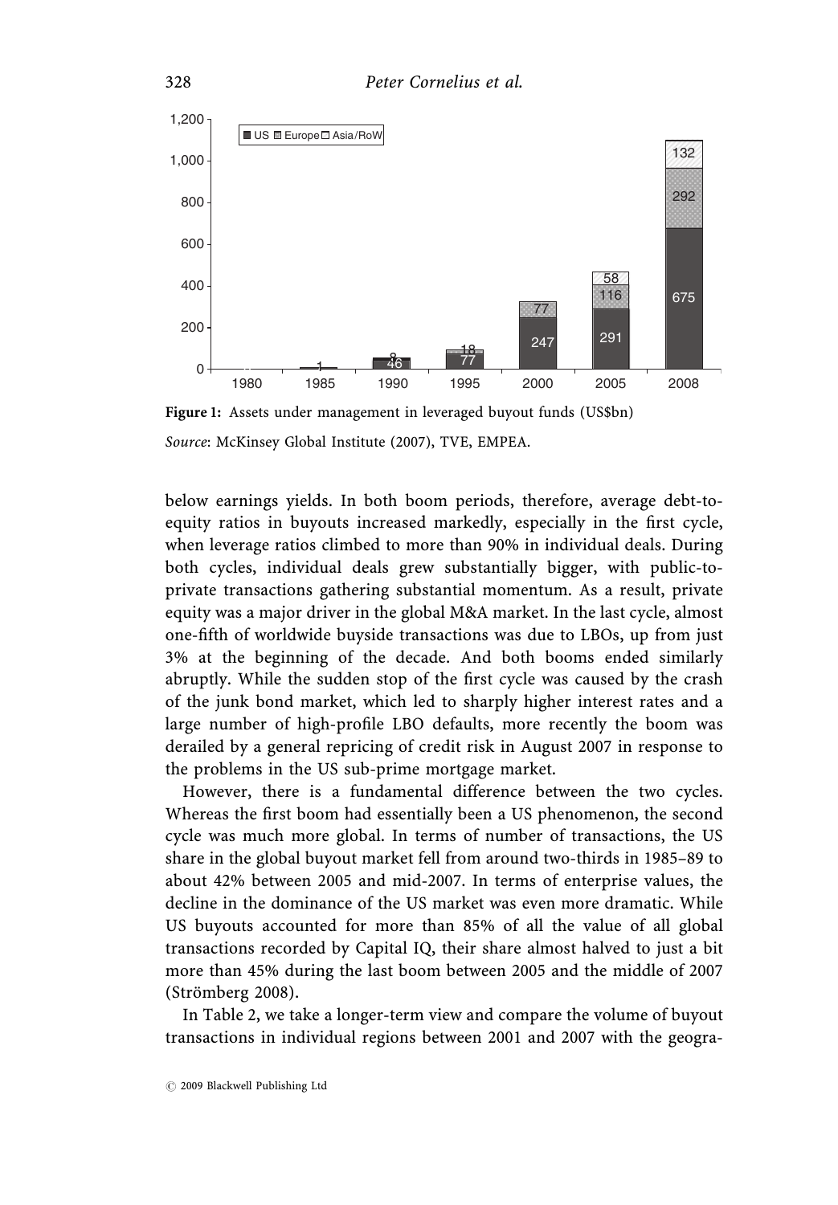Figure 1: Assets under management in leveraged buyout funds (US$bn)

*Source*: McKinsey Global Institute (2007), TVE, EMPEA.

below earnings yields. In both boom periods, therefore, average debt-to-equity ratios in buyouts increased markedly, especially in the first cycle, when leverage ratios climbed to more than 90% in individual deals. During both cycles, individual deals grew substantially bigger, with public-to-private transactions gathering substantial momentum. As a result, private equity was a major driver in the global M&A market. In the last cycle, almost one-fifth of worldwide buyside transactions was due to LBOs, up from just 3% at the beginning of the decade. And both booms ended similarly abruptly. While the sudden stop of the first cycle was caused by the crash of the junk bond market, which led to sharply higher interest rates and a large number of high-profile LBO defaults, more recently the boom was derailed by a general repricing of credit risk in August 2007 in response to the problems in the US sub-prime mortgage market.

However, there is a fundamental difference between the two cycles. Whereas the first boom had essentially been a US phenomenon, the second cycle was much more global. In terms of number of transactions, the US share in the global buyout market fell from around two-thirds in 1985–89 to about 42% between 2005 and mid-2007. In terms of enterprise values, the decline in the dominance of the US market was even more dramatic. While US buyouts accounted for more than 85% of all the value of all global transactions recorded by Capital IQ, their share almost halved to just a bit more than 45% during the last boom between 2005 and the middle of 2007 (Strömberg 2008).

In Table 2, we take a longer-term view and compare the volume of buyout transactions in individual regions between 2001 and 2007 with the geogra-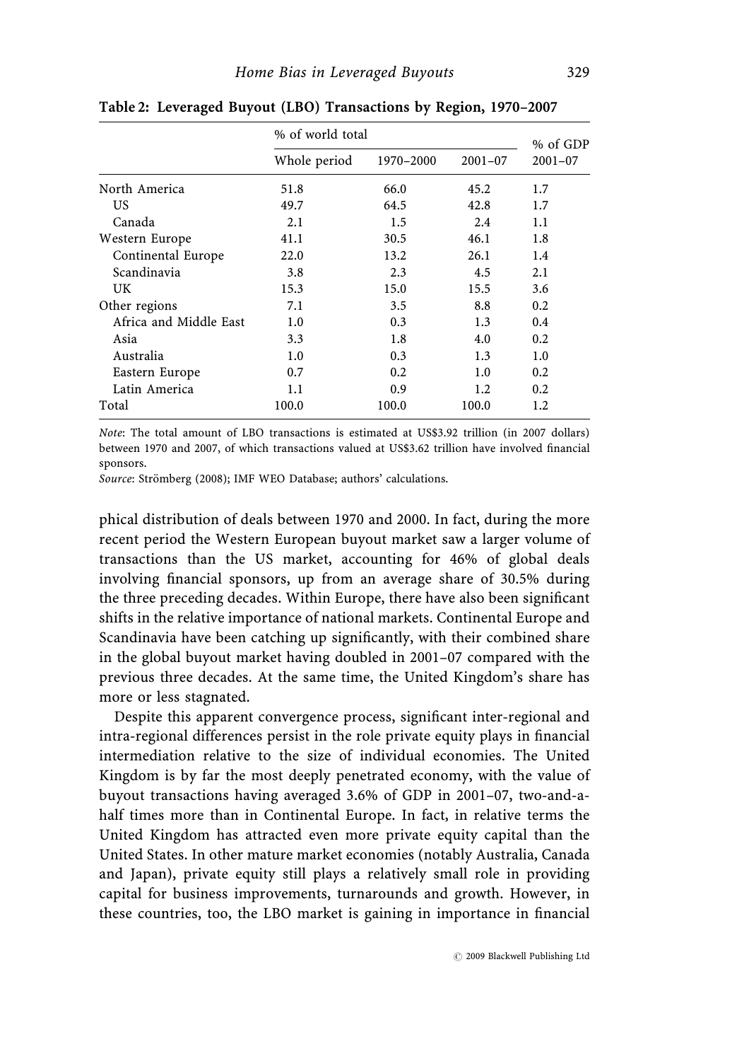**Table 2: Leveraged Buyout (LBO) Transactions by Region, 1970–2007**

| | % of world total | | | % of GDP |
|---|---|---|---|---|
| | Whole period | 1970–2000 | 2001–07 | 2001–07 |
| North America | 51.8 | 66.0 | 45.2 | 1.7 |
| US | 49.7 | 64.5 | 42.8 | 1.7 |
| Canada | 2.1 | 1.5 | 2.4 | 1.1 |
| Western Europe | 41.1 | 30.5 | 46.1 | 1.8 |
| Continental Europe | 22.0 | 13.2 | 26.1 | 1.4 |
| Scandinavia | 3.8 | 2.3 | 4.5 | 2.1 |
| UK | 15.3 | 15.0 | 15.5 | 3.6 |
| Other regions | 7.1 | 3.5 | 8.8 | 0.2 |
| Africa and Middle East | 1.0 | 0.3 | 1.3 | 0.4 |
| Asia | 3.3 | 1.8 | 4.0 | 0.2 |
| Australia | 1.0 | 0.3 | 1.3 | 1.0 |
| Eastern Europe | 0.7 | 0.2 | 1.0 | 0.2 |
| Latin America | 1.1 | 0.9 | 1.2 | 0.2 |
| Total | 100.0 | 100.0 | 100.0 | 1.2 |

*Note*: The total amount of LBO transactions is estimated at US$3.92 trillion (in 2007 dollars) between 1970 and 2007, of which transactions valued at US$3.62 trillion have involved financial sponsors.

*Source*: Strömberg (2008); IMF WEO Database; authors' calculations.

phical distribution of deals between 1970 and 2000. In fact, during the more recent period the Western European buyout market saw a larger volume of transactions than the US market, accounting for 46% of global deals involving financial sponsors, up from an average share of 30.5% during the three preceding decades. Within Europe, there have also been significant shifts in the relative importance of national markets. Continental Europe and Scandinavia have been catching up significantly, with their combined share in the global buyout market having doubled in 2001–07 compared with the previous three decades. At the same time, the United Kingdom's share has more or less stagnated.

Despite this apparent convergence process, significant inter-regional and intra-regional differences persist in the role private equity plays in financial intermediation relative to the size of individual economies. The United Kingdom is by far the most deeply penetrated economy, with the value of buyout transactions having averaged 3.6% of GDP in 2001–07, two-and-a-half times more than in Continental Europe. In fact, in relative terms the United Kingdom has attracted even more private equity capital than the United States. In other mature market economies (notably Australia, Canada and Japan), private equity still plays a relatively small role in providing capital for business improvements, turnarounds and growth. However, in these countries, too, the LBO market is gaining in importance in financial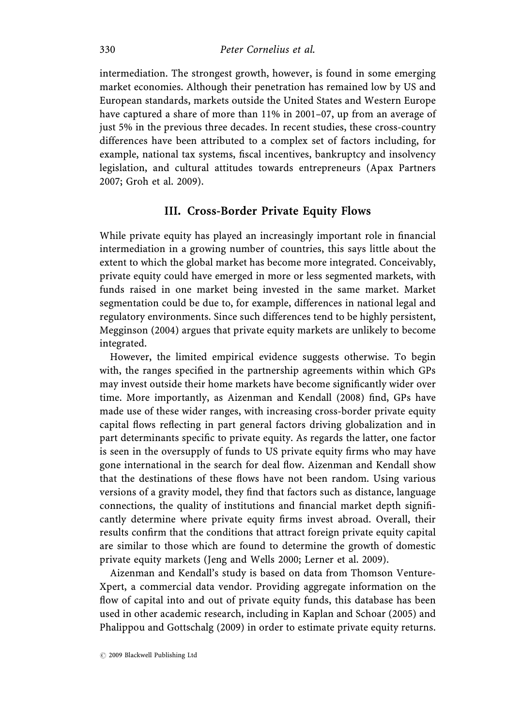intermediation. The strongest growth, however, is found in some emerging market economies. Although their penetration has remained low by US and European standards, markets outside the United States and Western Europe have captured a share of more than 11% in 2001–07, up from an average of just 5% in the previous three decades. In recent studies, these cross-country differences have been attributed to a complex set of factors including, for example, national tax systems, fiscal incentives, bankruptcy and insolvency legislation, and cultural attitudes towards entrepreneurs (Apax Partners 2007; Groh et al. 2009).

## III. Cross-Border Private Equity Flows

While private equity has played an increasingly important role in financial intermediation in a growing number of countries, this says little about the extent to which the global market has become more integrated. Conceivably, private equity could have emerged in more or less segmented markets, with funds raised in one market being invested in the same market. Market segmentation could be due to, for example, differences in national legal and regulatory environments. Since such differences tend to be highly persistent, Megginson (2004) argues that private equity markets are unlikely to become integrated.

However, the limited empirical evidence suggests otherwise. To begin with, the ranges specified in the partnership agreements within which GPs may invest outside their home markets have become significantly wider over time. More importantly, as Aizenman and Kendall (2008) find, GPs have made use of these wider ranges, with increasing cross-border private equity capital flows reflecting in part general factors driving globalization and in part determinants specific to private equity. As regards the latter, one factor is seen in the oversupply of funds to US private equity firms who may have gone international in the search for deal flow. Aizenman and Kendall show that the destinations of these flows have not been random. Using various versions of a gravity model, they find that factors such as distance, language connections, the quality of institutions and financial market depth significantly determine where private equity firms invest abroad. Overall, their results confirm that the conditions that attract foreign private equity capital are similar to those which are found to determine the growth of domestic private equity markets (Jeng and Wells 2000; Lerner et al. 2009).

Aizenman and Kendall's study is based on data from Thomson VentureXpert, a commercial data vendor. Providing aggregate information on the flow of capital into and out of private equity funds, this database has been used in other academic research, including in Kaplan and Schoar (2005) and Phalippou and Gottschalg (2009) in order to estimate private equity returns.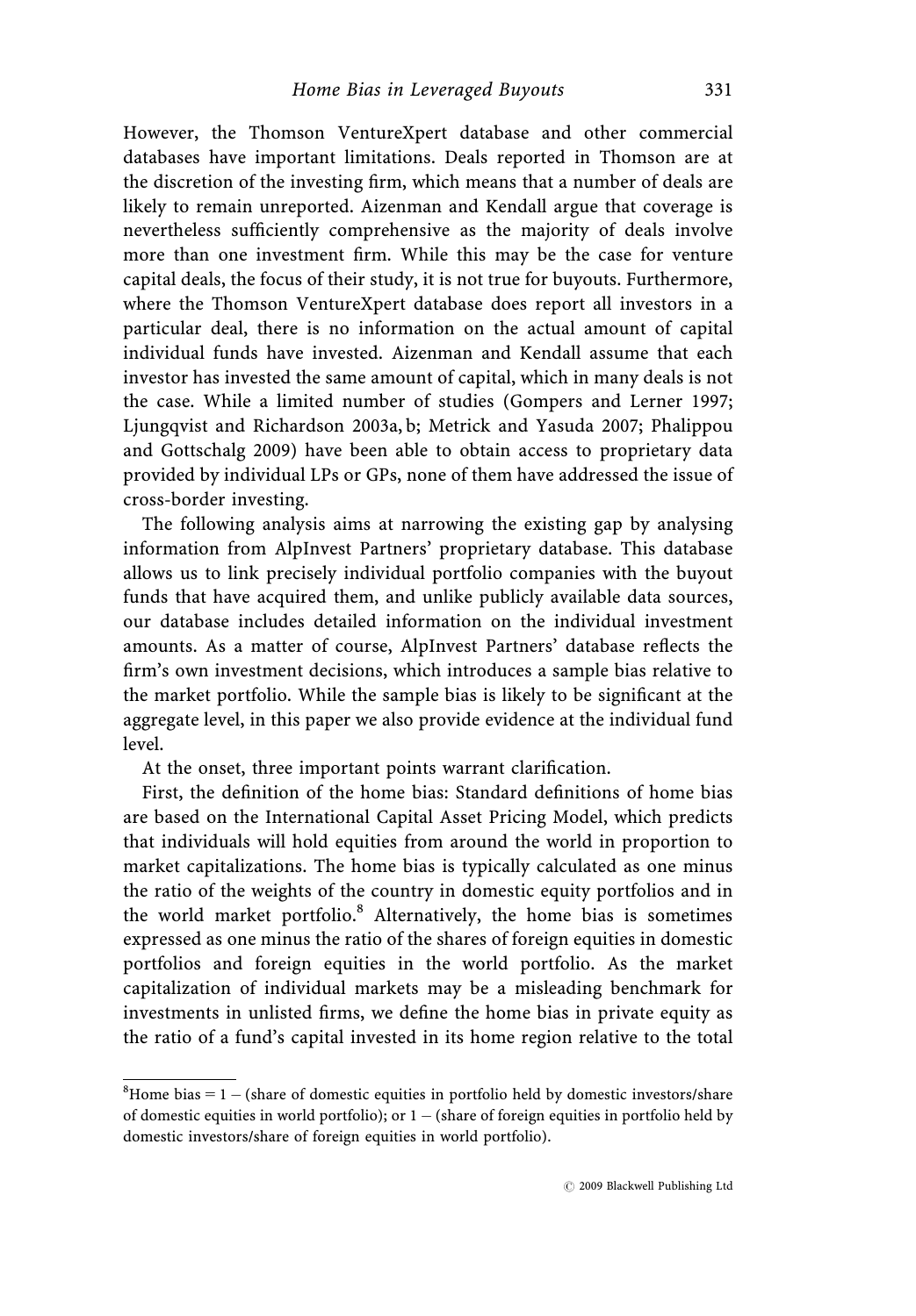However, the Thomson VentureXpert database and other commercial databases have important limitations. Deals reported in Thomson are at the discretion of the investing firm, which means that a number of deals are likely to remain unreported. Aizenman and Kendall argue that coverage is nevertheless sufficiently comprehensive as the majority of deals involve more than one investment firm. While this may be the case for venture capital deals, the focus of their study, it is not true for buyouts. Furthermore, where the Thomson VentureXpert database does report all investors in a particular deal, there is no information on the actual amount of capital individual funds have invested. Aizenman and Kendall assume that each investor has invested the same amount of capital, which in many deals is not the case. While a limited number of studies (Gompers and Lerner 1997; Ljungqvist and Richardson 2003a, b; Metrick and Yasuda 2007; Phalippou and Gottschalg 2009) have been able to obtain access to proprietary data provided by individual LPs or GPs, none of them have addressed the issue of cross-border investing.

The following analysis aims at narrowing the existing gap by analysing information from AlpInvest Partners' proprietary database. This database allows us to link precisely individual portfolio companies with the buyout funds that have acquired them, and unlike publicly available data sources, our database includes detailed information on the individual investment amounts. As a matter of course, AlpInvest Partners' database reflects the firm's own investment decisions, which introduces a sample bias relative to the market portfolio. While the sample bias is likely to be significant at the aggregate level, in this paper we also provide evidence at the individual fund level.

At the onset, three important points warrant clarification.

First, the definition of the home bias: Standard definitions of home bias are based on the International Capital Asset Pricing Model, which predicts that individuals will hold equities from around the world in proportion to market capitalizations. The home bias is typically calculated as one minus the ratio of the weights of the country in domestic equity portfolios and in the world market portfolio.[8] Alternatively, the home bias is sometimes expressed as one minus the ratio of the shares of foreign equities in domestic portfolios and foreign equities in the world portfolio. As the market capitalization of individual markets may be a misleading benchmark for investments in unlisted firms, we define the home bias in private equity as the ratio of a fund's capital invested in its home region relative to the total

[8] Home bias = 1 − (share of domestic equities in portfolio held by domestic investors/share of domestic equities in world portfolio); or 1 − (share of foreign equities in portfolio held by domestic investors/share of foreign equities in world portfolio).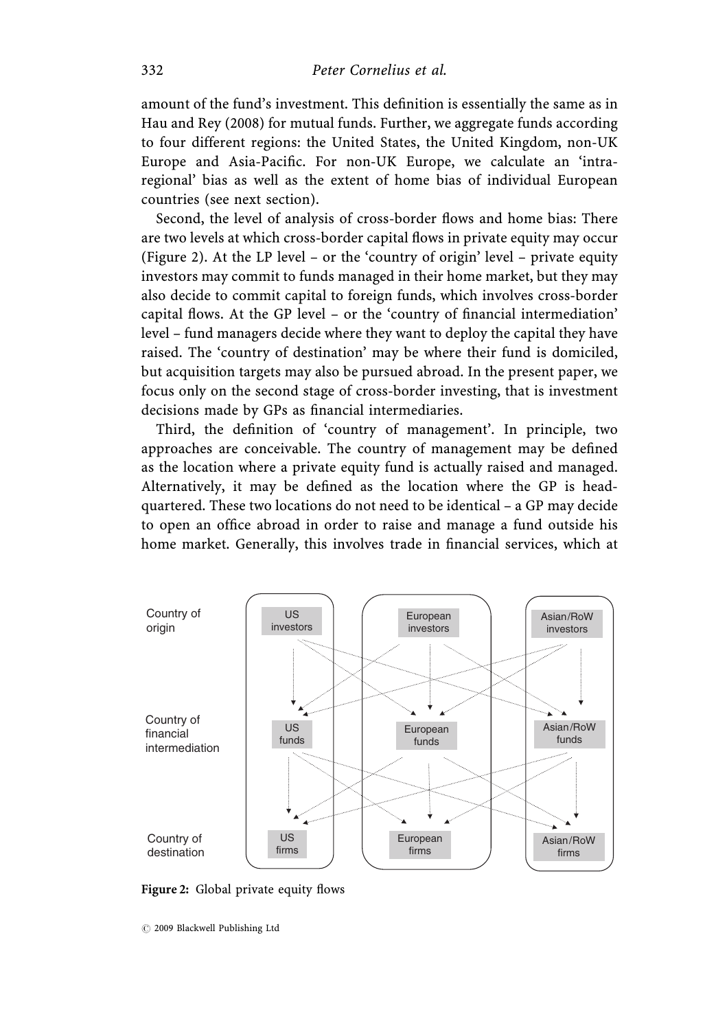amount of the fund's investment. This definition is essentially the same as in Hau and Rey (2008) for mutual funds. Further, we aggregate funds according to four different regions: the United States, the United Kingdom, non-UK Europe and Asia-Pacific. For non-UK Europe, we calculate an 'intra-regional' bias as well as the extent of home bias of individual European countries (see next section).

Second, the level of analysis of cross-border flows and home bias: There are two levels at which cross-border capital flows in private equity may occur (Figure 2). At the LP level – or the 'country of origin' level – private equity investors may commit to funds managed in their home market, but they may also decide to commit capital to foreign funds, which involves cross-border capital flows. At the GP level – or the 'country of financial intermediation' level – fund managers decide where they want to deploy the capital they have raised. The 'country of destination' may be where their fund is domiciled, but acquisition targets may also be pursued abroad. In the present paper, we focus only on the second stage of cross-border investing, that is investment decisions made by GPs as financial intermediaries.

Third, the definition of 'country of management'. In principle, two approaches are conceivable. The country of management may be defined as the location where a private equity fund is actually raised and managed. Alternatively, it may be defined as the location where the GP is headquartered. These two locations do not need to be identical – a GP may decide to open an office abroad in order to raise and manage a fund outside his home market. Generally, this involves trade in financial services, which at

**Figure 2:** Global private equity flows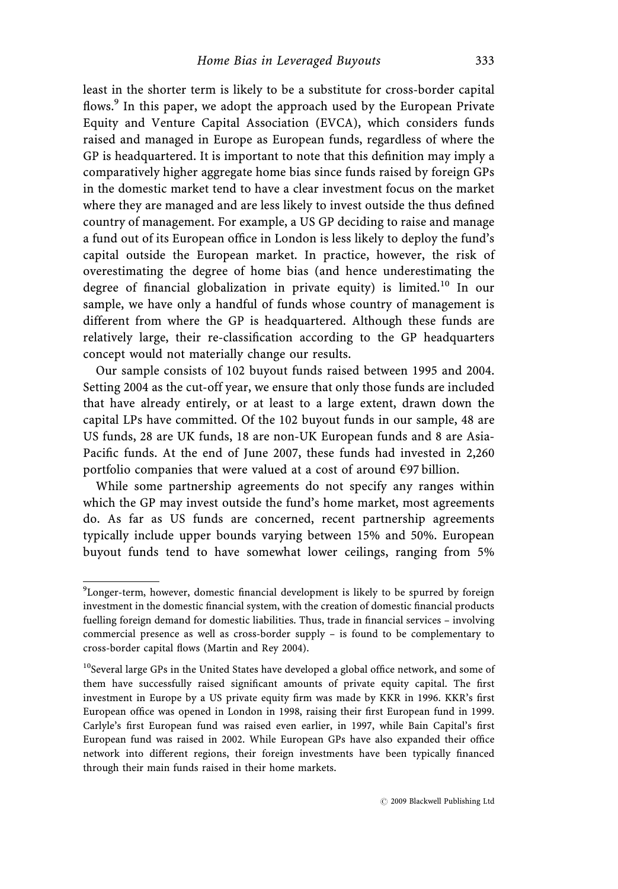least in the shorter term is likely to be a substitute for cross-border capital flows.[9] In this paper, we adopt the approach used by the European Private Equity and Venture Capital Association (EVCA), which considers funds raised and managed in Europe as European funds, regardless of where the GP is headquartered. It is important to note that this definition may imply a comparatively higher aggregate home bias since funds raised by foreign GPs in the domestic market tend to have a clear investment focus on the market where they are managed and are less likely to invest outside the thus defined country of management. For example, a US GP deciding to raise and manage a fund out of its European office in London is less likely to deploy the fund's capital outside the European market. In practice, however, the risk of overestimating the degree of home bias (and hence underestimating the degree of financial globalization in private equity) is limited.[10] In our sample, we have only a handful of funds whose country of management is different from where the GP is headquartered. Although these funds are relatively large, their re-classification according to the GP headquarters concept would not materially change our results.

Our sample consists of 102 buyout funds raised between 1995 and 2004. Setting 2004 as the cut-off year, we ensure that only those funds are included that have already entirely, or at least to a large extent, drawn down the capital LPs have committed. Of the 102 buyout funds in our sample, 48 are US funds, 28 are UK funds, 18 are non-UK European funds and 8 are Asia-Pacific funds. At the end of June 2007, these funds had invested in 2,260 portfolio companies that were valued at a cost of around €97 billion.

While some partnership agreements do not specify any ranges within which the GP may invest outside the fund's home market, most agreements do. As far as US funds are concerned, recent partnership agreements typically include upper bounds varying between 15% and 50%. European buyout funds tend to have somewhat lower ceilings, ranging from 5%

---

[9] Longer-term, however, domestic financial development is likely to be spurred by foreign investment in the domestic financial system, with the creation of domestic financial products fuelling foreign demand for domestic liabilities. Thus, trade in financial services – involving commercial presence as well as cross-border supply – is found to be complementary to cross-border capital flows (Martin and Rey 2004).

[10] Several large GPs in the United States have developed a global office network, and some of them have successfully raised significant amounts of private equity capital. The first investment in Europe by a US private equity firm was made by KKR in 1996. KKR's first European office was opened in London in 1998, raising their first European fund in 1999. Carlyle's first European fund was raised even earlier, in 1997, while Bain Capital's first European fund was raised in 2002. While European GPs have also expanded their office network into different regions, their foreign investments have been typically financed through their main funds raised in their home markets.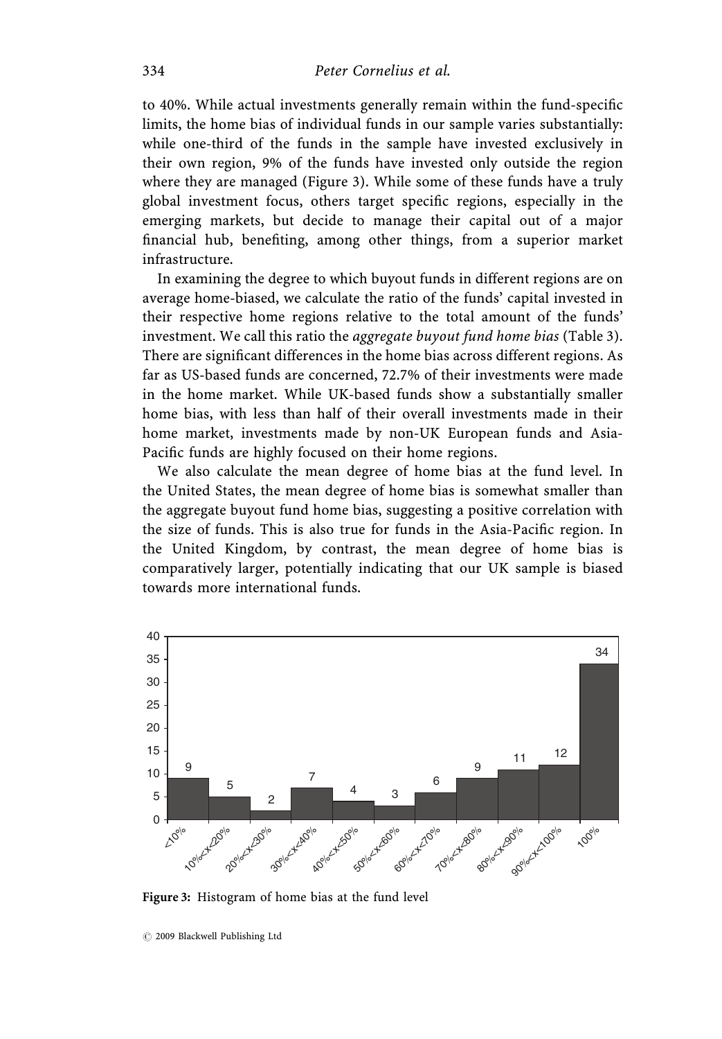to 40%. While actual investments generally remain within the fund-specific limits, the home bias of individual funds in our sample varies substantially: while one-third of the funds in the sample have invested exclusively in their own region, 9% of the funds have invested only outside the region where they are managed (Figure 3). While some of these funds have a truly global investment focus, others target specific regions, especially in the emerging markets, but decide to manage their capital out of a major financial hub, benefiting, among other things, from a superior market infrastructure.

In examining the degree to which buyout funds in different regions are on average home-biased, we calculate the ratio of the funds' capital invested in their respective home regions relative to the total amount of the funds' investment. We call this ratio the *aggregate buyout fund home bias* (Table 3). There are significant differences in the home bias across different regions. As far as US-based funds are concerned, 72.7% of their investments were made in the home market. While UK-based funds show a substantially smaller home bias, with less than half of their overall investments made in their home market, investments made by non-UK European funds and Asia-Pacific funds are highly focused on their home regions.

We also calculate the mean degree of home bias at the fund level. In the United States, the mean degree of home bias is somewhat smaller than the aggregate buyout fund home bias, suggesting a positive correlation with the size of funds. This is also true for funds in the Asia-Pacific region. In the United Kingdom, by contrast, the mean degree of home bias is comparatively larger, potentially indicating that our UK sample is biased towards more international funds.

| Home bias | Number of funds |
|---|---|
| <10% | 9 |
| 10%<x<20% | 5 |
| 20%<x<30% | 2 |
| 30%<x<40% | 7 |
| 40%<x<50% | 4 |
| 50%<x<60% | 3 |
| 60%<x<70% | 6 |
| 70%<x<80% | 9 |
| 80%<x<90% | 11 |
| 90%<x<100% | 12 |
| 100% | 34 |

**Figure 3:** Histogram of home bias at the fund level

© 2009 Blackwell Publishing Ltd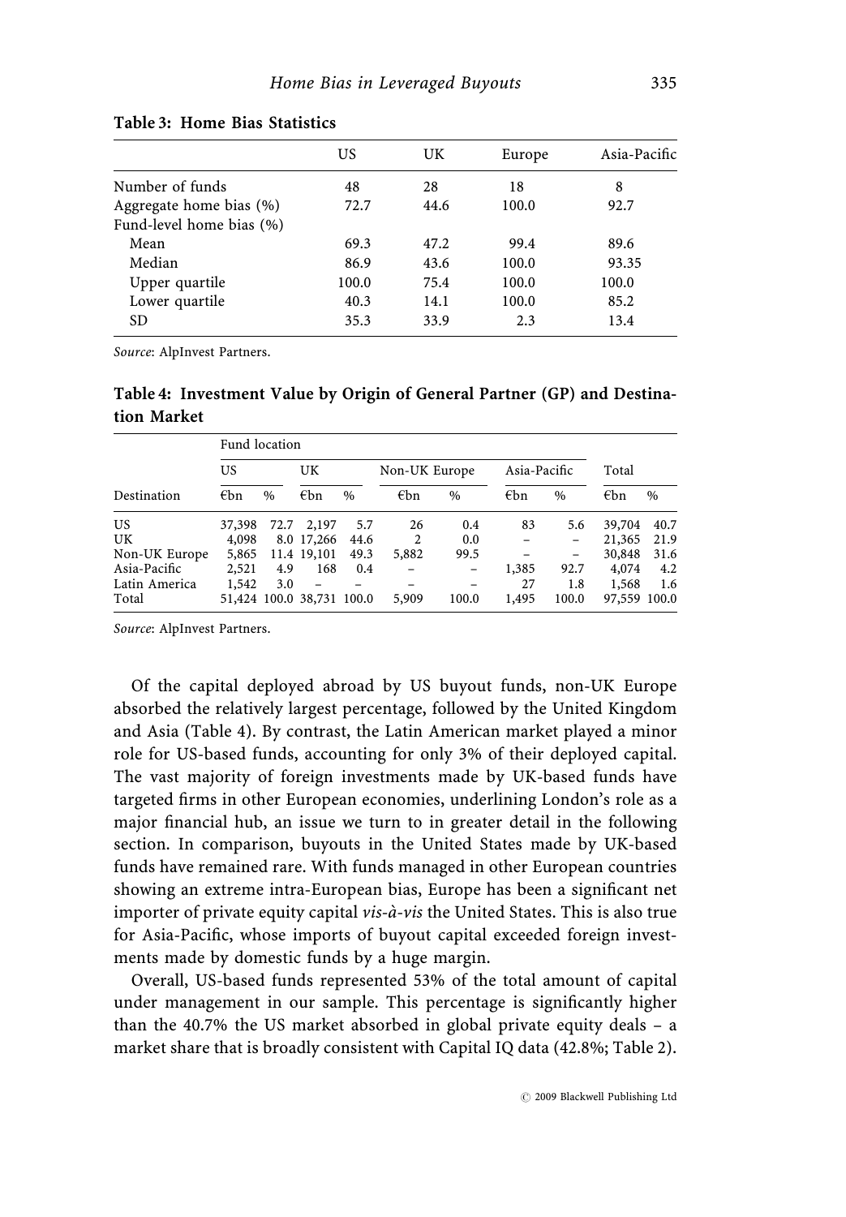**Table 3: Home Bias Statistics**

| | US | UK | Europe | Asia-Pacific |
|---|---|---|---|---|
| Number of funds | 48 | 28 | 18 | 8 |
| Aggregate home bias (%) | 72.7 | 44.6 | 100.0 | 92.7 |
| Fund-level home bias (%) | | | | |
| Mean | 69.3 | 47.2 | 99.4 | 89.6 |
| Median | 86.9 | 43.6 | 100.0 | 93.35 |
| Upper quartile | 100.0 | 75.4 | 100.0 | 100.0 |
| Lower quartile | 40.3 | 14.1 | 100.0 | 85.2 |
| SD | 35.3 | 33.9 | 2.3 | 13.4 |

*Source*: AlpInvest Partners.

**Table 4: Investment Value by Origin of General Partner (GP) and Destination Market**

| | Fund location | | | | | | | | | |
|---|---|---|---|---|---|---|---|---|---|---|
| | US | | UK | | Non-UK Europe | | Asia-Pacific | | Total | |
| Destination | €bn | % | €bn | % | €bn | % | €bn | % | €bn | % |
| US | 37,398 | 72.7 | 2,197 | 5.7 | 26 | 0.4 | 83 | 5.6 | 39,704 | 40.7 |
| UK | 4,098 | 8.0 | 17,266 | 44.6 | 2 | 0.0 | – | – | 21,365 | 21.9 |
| Non-UK Europe | 5,865 | 11.4 | 19,101 | 49.3 | 5,882 | 99.5 | – | – | 30,848 | 31.6 |
| Asia-Pacific | 2,521 | 4.9 | 168 | 0.4 | – | – | 1,385 | 92.7 | 4,074 | 4.2 |
| Latin America | 1,542 | 3.0 | – | – | – | – | 27 | 1.8 | 1,568 | 1.6 |
| Total | 51,424 | 100.0 | 38,731 | 100.0 | 5,909 | 100.0 | 1,495 | 100.0 | 97,559 | 100.0 |

*Source*: AlpInvest Partners.

Of the capital deployed abroad by US buyout funds, non-UK Europe absorbed the relatively largest percentage, followed by the United Kingdom and Asia (Table 4). By contrast, the Latin American market played a minor role for US-based funds, accounting for only 3% of their deployed capital. The vast majority of foreign investments made by UK-based funds have targeted firms in other European economies, underlining London's role as a major financial hub, an issue we turn to in greater detail in the following section. In comparison, buyouts in the United States made by UK-based funds have remained rare. With funds managed in other European countries showing an extreme intra-European bias, Europe has been a significant net importer of private equity capital *vis-à-vis* the United States. This is also true for Asia-Pacific, whose imports of buyout capital exceeded foreign investments made by domestic funds by a huge margin.

Overall, US-based funds represented 53% of the total amount of capital under management in our sample. This percentage is significantly higher than the 40.7% the US market absorbed in global private equity deals – a market share that is broadly consistent with Capital IQ data (42.8%; Table 2).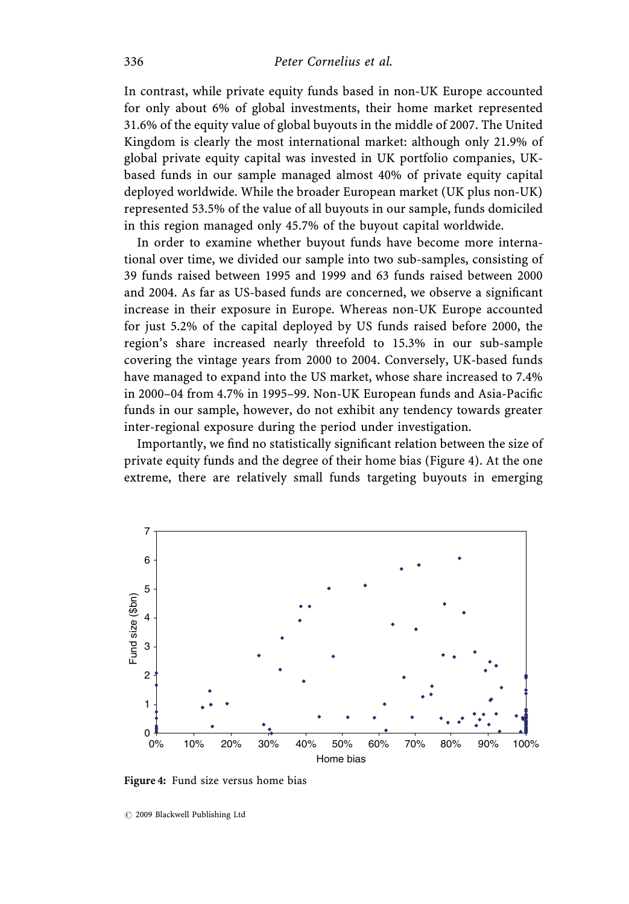In contrast, while private equity funds based in non-UK Europe accounted for only about 6% of global investments, their home market represented 31.6% of the equity value of global buyouts in the middle of 2007. The United Kingdom is clearly the most international market: although only 21.9% of global private equity capital was invested in UK portfolio companies, UK-based funds in our sample managed almost 40% of private equity capital deployed worldwide. While the broader European market (UK plus non-UK) represented 53.5% of the value of all buyouts in our sample, funds domiciled in this region managed only 45.7% of the buyout capital worldwide.

In order to examine whether buyout funds have become more international over time, we divided our sample into two sub-samples, consisting of 39 funds raised between 1995 and 1999 and 63 funds raised between 2000 and 2004. As far as US-based funds are concerned, we observe a significant increase in their exposure in Europe. Whereas non-UK Europe accounted for just 5.2% of the capital deployed by US funds raised before 2000, the region's share increased nearly threefold to 15.3% in our sub-sample covering the vintage years from 2000 to 2004. Conversely, UK-based funds have managed to expand into the US market, whose share increased to 7.4% in 2000–04 from 4.7% in 1995–99. Non-UK European funds and Asia-Pacific funds in our sample, however, do not exhibit any tendency towards greater inter-regional exposure during the period under investigation.

Importantly, we find no statistically significant relation between the size of private equity funds and the degree of their home bias (Figure 4). At the one extreme, there are relatively small funds targeting buyouts in emerging

**Figure 4:** Fund size versus home bias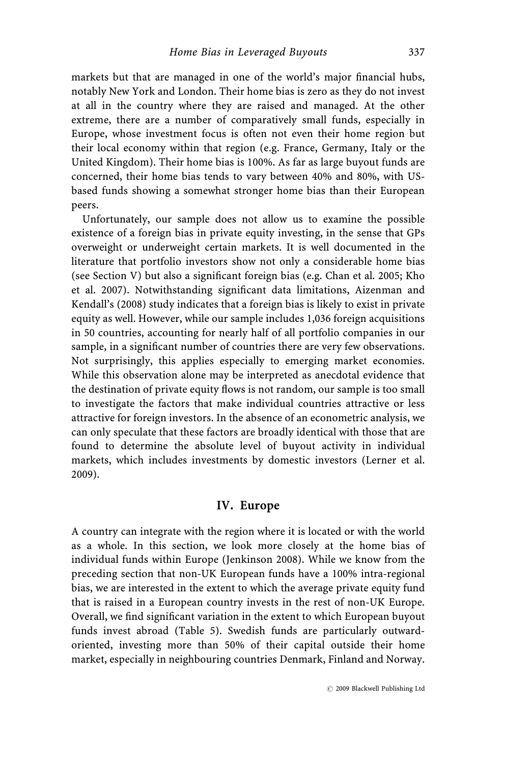markets but that are managed in one of the world's major financial hubs, notably New York and London. Their home bias is zero as they do not invest at all in the country where they are raised and managed. At the other extreme, there are a number of comparatively small funds, especially in Europe, whose investment focus is often not even their home region but their local economy within that region (e.g. France, Germany, Italy or the United Kingdom). Their home bias is 100%. As far as large buyout funds are concerned, their home bias tends to vary between 40% and 80%, with US-based funds showing a somewhat stronger home bias than their European peers.

Unfortunately, our sample does not allow us to examine the possible existence of a foreign bias in private equity investing, in the sense that GPs overweight or underweight certain markets. It is well documented in the literature that portfolio investors show not only a considerable home bias (see Section V) but also a significant foreign bias (e.g. Chan et al. 2005; Kho et al. 2007). Notwithstanding significant data limitations, Aizenman and Kendall's (2008) study indicates that a foreign bias is likely to exist in private equity as well. However, while our sample includes 1,036 foreign acquisitions in 50 countries, accounting for nearly half of all portfolio companies in our sample, in a significant number of countries there are very few observations. Not surprisingly, this applies especially to emerging market economies. While this observation alone may be interpreted as anecdotal evidence that the destination of private equity flows is not random, our sample is too small to investigate the factors that make individual countries attractive or less attractive for foreign investors. In the absence of an econometric analysis, we can only speculate that these factors are broadly identical with those that are found to determine the absolute level of buyout activity in individual markets, which includes investments by domestic investors (Lerner et al. 2009).

## IV. Europe

A country can integrate with the region where it is located or with the world as a whole. In this section, we look more closely at the home bias of individual funds within Europe (Jenkinson 2008). While we know from the preceding section that non-UK European funds have a 100% intra-regional bias, we are interested in the extent to which the average private equity fund that is raised in a European country invests in the rest of non-UK Europe. Overall, we find significant variation in the extent to which European buyout funds invest abroad (Table 5). Swedish funds are particularly outward-oriented, investing more than 50% of their capital outside their home market, especially in neighbouring countries Denmark, Finland and Norway.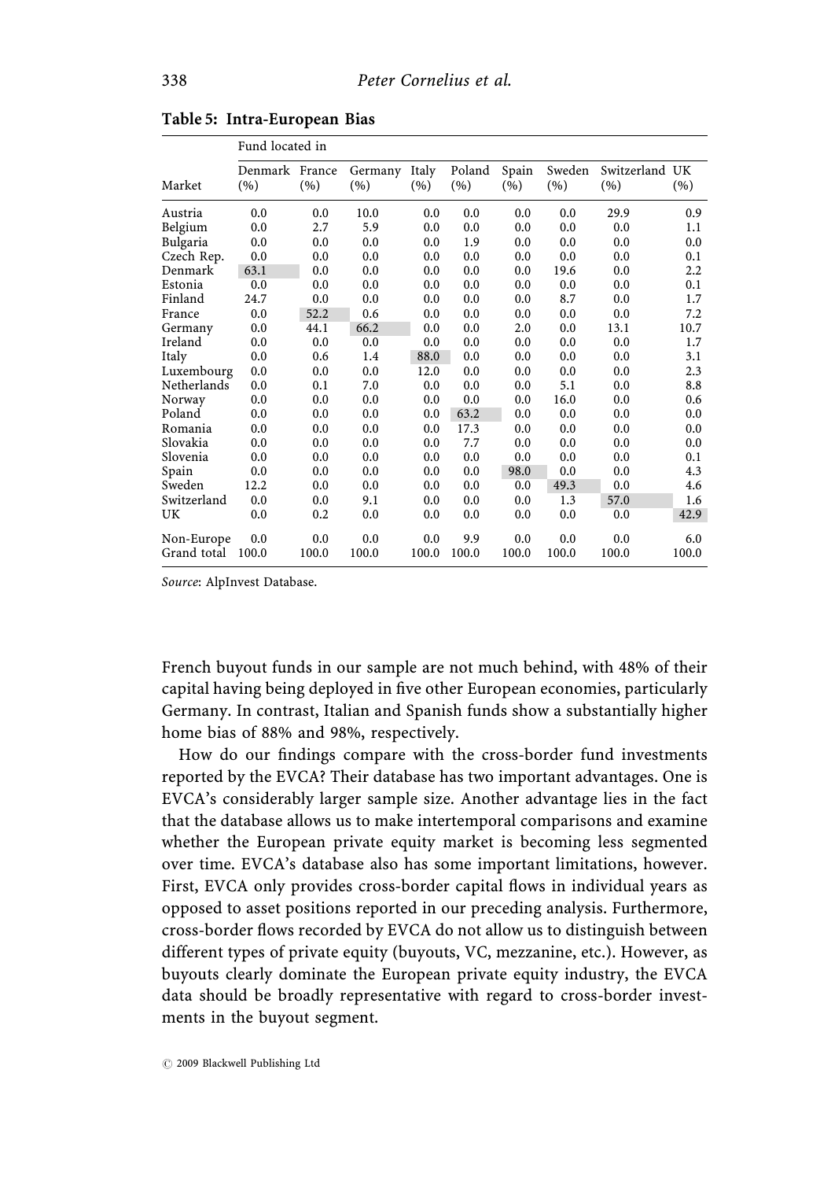**Table 5: Intra-European Bias**

| Market | Fund located in | | | | | | | | |
|---|---|---|---|---|---|---|---|---|---|
| | Denmark (%) | France (%) | Germany (%) | Italy (%) | Poland (%) | Spain (%) | Sweden (%) | Switzerland (%) | UK (%) |
| Austria | 0.0 | 0.0 | 10.0 | 0.0 | 0.0 | 0.0 | 0.0 | 29.9 | 0.9 |
| Belgium | 0.0 | 2.7 | 5.9 | 0.0 | 0.0 | 0.0 | 0.0 | 0.0 | 1.1 |
| Bulgaria | 0.0 | 0.0 | 0.0 | 0.0 | 1.9 | 0.0 | 0.0 | 0.0 | 0.0 |
| Czech Rep. | 0.0 | 0.0 | 0.0 | 0.0 | 0.0 | 0.0 | 0.0 | 0.0 | 0.1 |
| Denmark | 63.1 | 0.0 | 0.0 | 0.0 | 0.0 | 0.0 | 19.6 | 0.0 | 2.2 |
| Estonia | 0.0 | 0.0 | 0.0 | 0.0 | 0.0 | 0.0 | 0.0 | 0.0 | 0.1 |
| Finland | 24.7 | 0.0 | 0.0 | 0.0 | 0.0 | 0.0 | 8.7 | 0.0 | 1.7 |
| France | 0.0 | 52.2 | 0.6 | 0.0 | 0.0 | 0.0 | 0.0 | 0.0 | 7.2 |
| Germany | 0.0 | 44.1 | 66.2 | 0.0 | 0.0 | 2.0 | 0.0 | 13.1 | 10.7 |
| Ireland | 0.0 | 0.0 | 0.0 | 0.0 | 0.0 | 0.0 | 0.0 | 0.0 | 1.7 |
| Italy | 0.0 | 0.6 | 1.4 | 88.0 | 0.0 | 0.0 | 0.0 | 0.0 | 3.1 |
| Luxembourg | 0.0 | 0.0 | 0.0 | 12.0 | 0.0 | 0.0 | 0.0 | 0.0 | 2.3 |
| Netherlands | 0.0 | 0.1 | 7.0 | 0.0 | 0.0 | 0.0 | 5.1 | 0.0 | 8.8 |
| Norway | 0.0 | 0.0 | 0.0 | 0.0 | 0.0 | 0.0 | 16.0 | 0.0 | 0.6 |
| Poland | 0.0 | 0.0 | 0.0 | 0.0 | 63.2 | 0.0 | 0.0 | 0.0 | 0.0 |
| Romania | 0.0 | 0.0 | 0.0 | 0.0 | 17.3 | 0.0 | 0.0 | 0.0 | 0.0 |
| Slovakia | 0.0 | 0.0 | 0.0 | 0.0 | 7.7 | 0.0 | 0.0 | 0.0 | 0.0 |
| Slovenia | 0.0 | 0.0 | 0.0 | 0.0 | 0.0 | 0.0 | 0.0 | 0.0 | 0.1 |
| Spain | 0.0 | 0.0 | 0.0 | 0.0 | 0.0 | 98.0 | 0.0 | 0.0 | 4.3 |
| Sweden | 12.2 | 0.0 | 0.0 | 0.0 | 0.0 | 0.0 | 49.3 | 0.0 | 4.6 |
| Switzerland | 0.0 | 0.0 | 9.1 | 0.0 | 0.0 | 0.0 | 1.3 | 57.0 | 1.6 |
| UK | 0.0 | 0.2 | 0.0 | 0.0 | 0.0 | 0.0 | 0.0 | 0.0 | 42.9 |
| Non-Europe | 0.0 | 0.0 | 0.0 | 0.0 | 9.9 | 0.0 | 0.0 | 0.0 | 6.0 |
| Grand total | 100.0 | 100.0 | 100.0 | 100.0 | 100.0 | 100.0 | 100.0 | 100.0 | 100.0 |

*Source*: AlpInvest Database.

French buyout funds in our sample are not much behind, with 48% of their capital having being deployed in five other European economies, particularly Germany. In contrast, Italian and Spanish funds show a substantially higher home bias of 88% and 98%, respectively.

How do our findings compare with the cross-border fund investments reported by the EVCA? Their database has two important advantages. One is EVCA's considerably larger sample size. Another advantage lies in the fact that the database allows us to make intertemporal comparisons and examine whether the European private equity market is becoming less segmented over time. EVCA's database also has some important limitations, however. First, EVCA only provides cross-border capital flows in individual years as opposed to asset positions reported in our preceding analysis. Furthermore, cross-border flows recorded by EVCA do not allow us to distinguish between different types of private equity (buyouts, VC, mezzanine, etc.). However, as buyouts clearly dominate the European private equity industry, the EVCA data should be broadly representative with regard to cross-border investments in the buyout segment.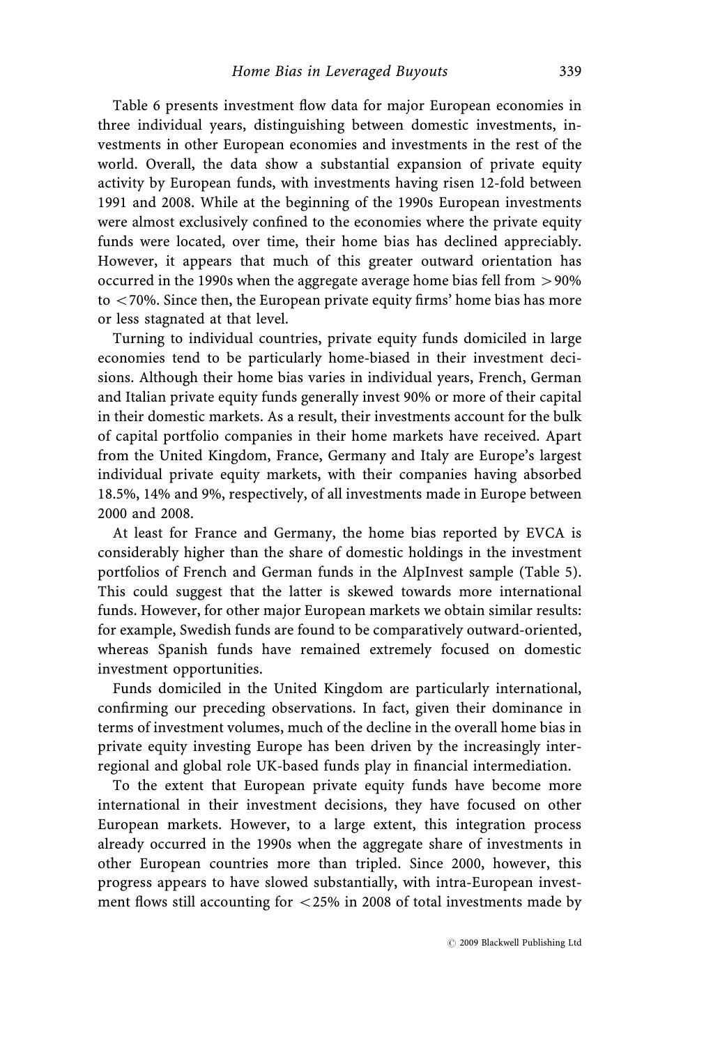Table 6 presents investment flow data for major European economies in three individual years, distinguishing between domestic investments, investments in other European economies and investments in the rest of the world. Overall, the data show a substantial expansion of private equity activity by European funds, with investments having risen 12-fold between 1991 and 2008. While at the beginning of the 1990s European investments were almost exclusively confined to the economies where the private equity funds were located, over time, their home bias has declined appreciably. However, it appears that much of this greater outward orientation has occurred in the 1990s when the aggregate average home bias fell from >90% to <70%. Since then, the European private equity firms' home bias has more or less stagnated at that level.

Turning to individual countries, private equity funds domiciled in large economies tend to be particularly home-biased in their investment decisions. Although their home bias varies in individual years, French, German and Italian private equity funds generally invest 90% or more of their capital in their domestic markets. As a result, their investments account for the bulk of capital portfolio companies in their home markets have received. Apart from the United Kingdom, France, Germany and Italy are Europe's largest individual private equity markets, with their companies having absorbed 18.5%, 14% and 9%, respectively, of all investments made in Europe between 2000 and 2008.

At least for France and Germany, the home bias reported by EVCA is considerably higher than the share of domestic holdings in the investment portfolios of French and German funds in the AlpInvest sample (Table 5). This could suggest that the latter is skewed towards more international funds. However, for other major European markets we obtain similar results: for example, Swedish funds are found to be comparatively outward-oriented, whereas Spanish funds have remained extremely focused on domestic investment opportunities.

Funds domiciled in the United Kingdom are particularly international, confirming our preceding observations. In fact, given their dominance in terms of investment volumes, much of the decline in the overall home bias in private equity investing Europe has been driven by the increasingly inter-regional and global role UK-based funds play in financial intermediation.

To the extent that European private equity funds have become more international in their investment decisions, they have focused on other European markets. However, to a large extent, this integration process already occurred in the 1990s when the aggregate share of investments in other European countries more than tripled. Since 2000, however, this progress appears to have slowed substantially, with intra-European investment flows still accounting for <25% in 2008 of total investments made by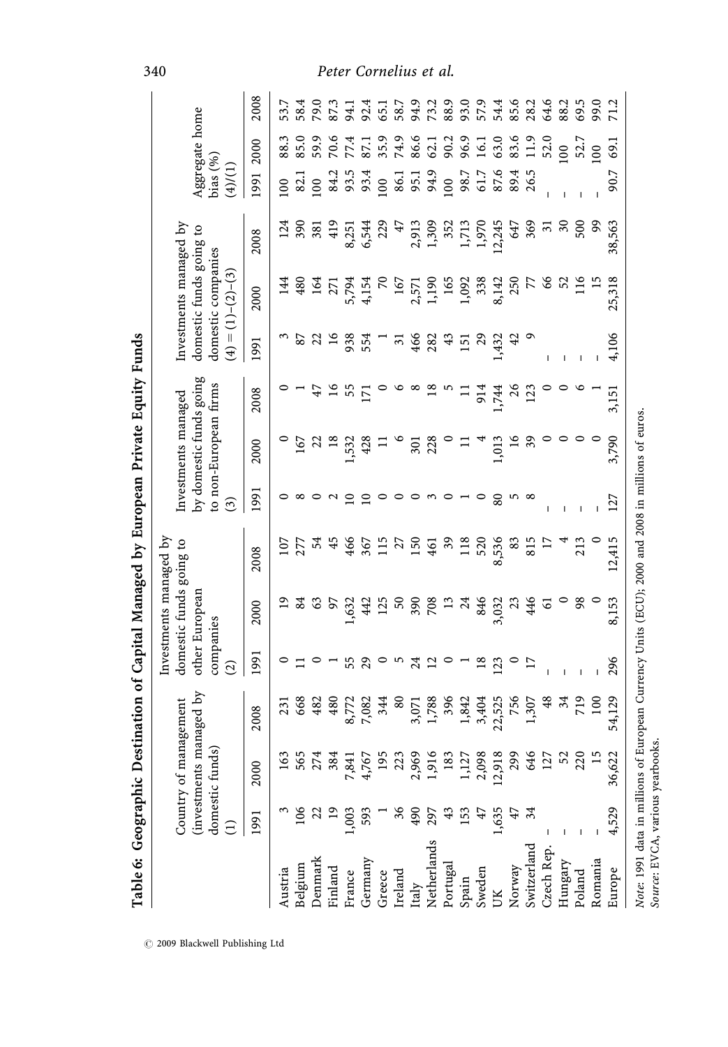**Table 6: Geographic Destination of Capital Managed by European Private Equity Funds**

| | Country of management (investments managed by domestic funds) (1) | | | Investments managed by domestic funds going to other European companies (2) | | | Investments managed by domestic funds going to non-European firms (3) | | | Investments managed by domestic funds going to domestic companies $(4) = (1)-(2)-(3)$ | | | Aggregate home bias (%) (4)/(1) | | |
|---|---|---|---|---|---|---|---|---|---|---|---|---|---|---|---|
| | 1991 | 2000 | 2008 | 1991 | 2000 | 2008 | 1991 | 2000 | 2008 | 1991 | 2000 | 2008 | 1991 | 2000 | 2008 |
| Austria | 3 | 163 | 231 | 0 | 19 | 107 | 0 | 0 | 0 | 3 | 144 | 124 | 100 | 88.3 | 53.7 |
| Belgium | 106 | 565 | 668 | 11 | 84 | 277 | 8 | 167 | 1 | 87 | 480 | 390 | 82.1 | 85.0 | 58.4 |
| Denmark | 22 | 274 | 482 | 0 | 63 | 54 | 0 | 22 | 47 | 22 | 164 | 381 | 100 | 59.9 | 79.0 |
| Finland | 19 | 384 | 480 | 1 | 97 | 45 | 2 | 18 | 16 | 16 | 271 | 419 | 84.2 | 70.6 | 87.3 |
| France | 1,003 | 7,841 | 8,772 | 55 | 1,632 | 466 | 10 | 1,532 | 55 | 938 | 5,794 | 8,251 | 93.5 | 77.4 | 94.1 |
| Germany | 593 | 4,767 | 7,082 | 29 | 442 | 367 | 10 | 428 | 171 | 554 | 4,154 | 6,544 | 93.4 | 87.1 | 92.4 |
| Greece | 1 | 195 | 344 | 0 | 125 | 115 | 0 | 11 | 0 | 1 | 70 | 229 | 100 | 35.9 | 65.1 |
| Ireland | 36 | 223 | 80 | 5 | 50 | 27 | 0 | 6 | 6 | 31 | 167 | 47 | 86.1 | 74.9 | 58.7 |
| Italy | 490 | 2,969 | 3,071 | 24 | 390 | 150 | 0 | 301 | 8 | 466 | 2,571 | 2,913 | 95.1 | 86.6 | 94.9 |
| Netherlands | 297 | 1,916 | 1,788 | 12 | 708 | 461 | 3 | 228 | 18 | 282 | 1,190 | 1,309 | 94.9 | 62.1 | 73.2 |
| Portugal | 43 | 183 | 396 | 0 | 13 | 39 | 0 | 0 | 5 | 43 | 165 | 352 | 100 | 90.2 | 88.9 |
| Spain | 153 | 1,127 | 1,842 | 1 | 24 | 118 | 1 | 11 | 11 | 151 | 1,092 | 1,713 | 98.7 | 96.9 | 93.0 |
| Sweden | 47 | 2,098 | 3,404 | 18 | 846 | 520 | 0 | 4 | 914 | 29 | 338 | 1,970 | 61.7 | 16.1 | 57.9 |
| UK | 1,635 | 12,918 | 22,525 | 123 | 3,032 | 8,536 | 80 | 1,013 | 1,744 | 1,432 | 8,142 | 12,245 | 87.6 | 63.0 | 54.4 |
| Norway | 47 | 299 | 756 | 0 | 23 | 83 | 5 | 16 | 26 | 42 | 250 | 647 | 89.4 | 83.6 | 85.6 |
| Switzerland | 34 | 646 | 1,307 | 17 | 446 | 815 | 8 | 39 | 123 | 9 | 77 | 369 | 26.5 | 11.9 | 28.2 |
| Czech Rep. | – | 127 | 48 | – | 61 | 17 | – | 0 | 0 | – | 66 | 31 | – | 52.0 | 64.6 |
| Hungary | – | 52 | 34 | – | 0 | 4 | – | 0 | 0 | – | 52 | 30 | – | 100 | 88.2 |
| Poland | – | 220 | 719 | – | 98 | 213 | – | 0 | 6 | – | 116 | 500 | – | 52.7 | 69.5 |
| Romania | – | 15 | 100 | – | 0 | 0 | – | 0 | 1 | – | 15 | 99 | – | 100 | 99.0 |
| Europe | 4,529 | 36,622 | 54,129 | 296 | 8,153 | 12,415 | 127 | 3,790 | 3,151 | 4,106 | 25,318 | 38,563 | 90.7 | 69.1 | 71.2 |

*Note*: 1991 data in millions of European Currency Units (ECU); 2000 and 2008 in millions of euros.
*Source*: EVCA, various yearbooks.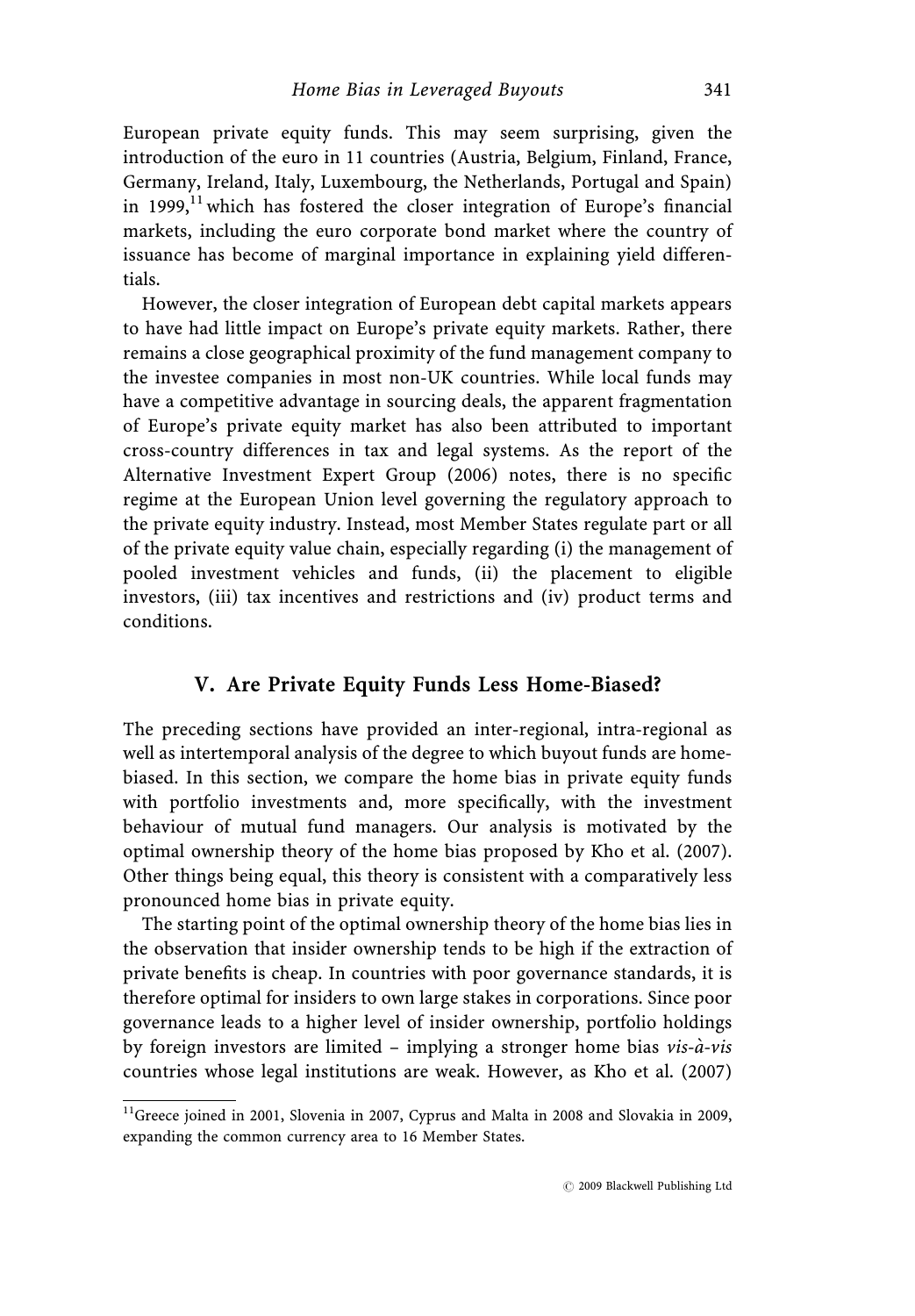European private equity funds. This may seem surprising, given the introduction of the euro in 11 countries (Austria, Belgium, Finland, France, Germany, Ireland, Italy, Luxembourg, the Netherlands, Portugal and Spain) in 1999,[11] which has fostered the closer integration of Europe's financial markets, including the euro corporate bond market where the country of issuance has become of marginal importance in explaining yield differentials.

However, the closer integration of European debt capital markets appears to have had little impact on Europe's private equity markets. Rather, there remains a close geographical proximity of the fund management company to the investee companies in most non-UK countries. While local funds may have a competitive advantage in sourcing deals, the apparent fragmentation of Europe's private equity market has also been attributed to important cross-country differences in tax and legal systems. As the report of the Alternative Investment Expert Group (2006) notes, there is no specific regime at the European Union level governing the regulatory approach to the private equity industry. Instead, most Member States regulate part or all of the private equity value chain, especially regarding (i) the management of pooled investment vehicles and funds, (ii) the placement to eligible investors, (iii) tax incentives and restrictions and (iv) product terms and conditions.

## V. Are Private Equity Funds Less Home-Biased?

The preceding sections have provided an inter-regional, intra-regional as well as intertemporal analysis of the degree to which buyout funds are home-biased. In this section, we compare the home bias in private equity funds with portfolio investments and, more specifically, with the investment behaviour of mutual fund managers. Our analysis is motivated by the optimal ownership theory of the home bias proposed by Kho et al. (2007). Other things being equal, this theory is consistent with a comparatively less pronounced home bias in private equity.

The starting point of the optimal ownership theory of the home bias lies in the observation that insider ownership tends to be high if the extraction of private benefits is cheap. In countries with poor governance standards, it is therefore optimal for insiders to own large stakes in corporations. Since poor governance leads to a higher level of insider ownership, portfolio holdings by foreign investors are limited – implying a stronger home bias *vis-à-vis* countries whose legal institutions are weak. However, as Kho et al. (2007)

[11]Greece joined in 2001, Slovenia in 2007, Cyprus and Malta in 2008 and Slovakia in 2009, expanding the common currency area to 16 Member States.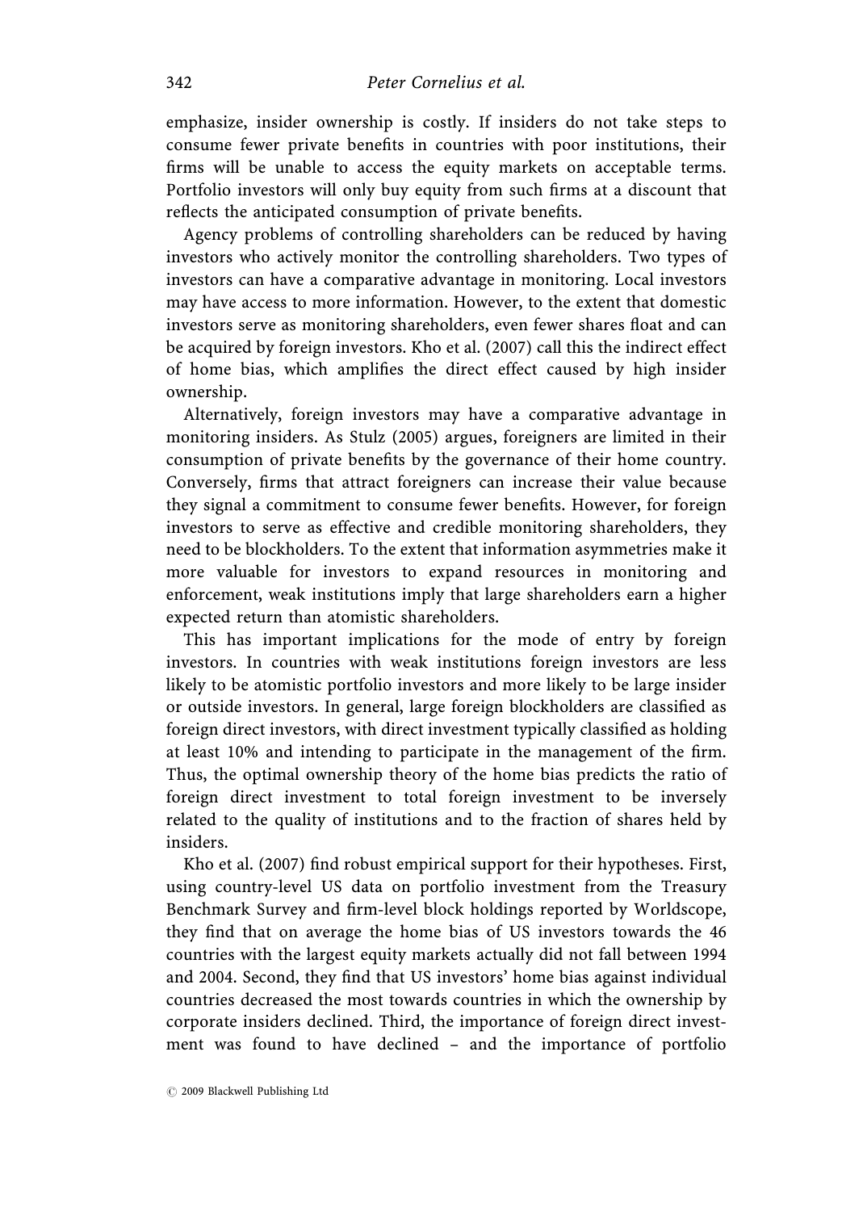emphasize, insider ownership is costly. If insiders do not take steps to consume fewer private benefits in countries with poor institutions, their firms will be unable to access the equity markets on acceptable terms. Portfolio investors will only buy equity from such firms at a discount that reflects the anticipated consumption of private benefits.

Agency problems of controlling shareholders can be reduced by having investors who actively monitor the controlling shareholders. Two types of investors can have a comparative advantage in monitoring. Local investors may have access to more information. However, to the extent that domestic investors serve as monitoring shareholders, even fewer shares float and can be acquired by foreign investors. Kho et al. (2007) call this the indirect effect of home bias, which amplifies the direct effect caused by high insider ownership.

Alternatively, foreign investors may have a comparative advantage in monitoring insiders. As Stulz (2005) argues, foreigners are limited in their consumption of private benefits by the governance of their home country. Conversely, firms that attract foreigners can increase their value because they signal a commitment to consume fewer benefits. However, for foreign investors to serve as effective and credible monitoring shareholders, they need to be blockholders. To the extent that information asymmetries make it more valuable for investors to expand resources in monitoring and enforcement, weak institutions imply that large shareholders earn a higher expected return than atomistic shareholders.

This has important implications for the mode of entry by foreign investors. In countries with weak institutions foreign investors are less likely to be atomistic portfolio investors and more likely to be large insider or outside investors. In general, large foreign blockholders are classified as foreign direct investors, with direct investment typically classified as holding at least 10% and intending to participate in the management of the firm. Thus, the optimal ownership theory of the home bias predicts the ratio of foreign direct investment to total foreign investment to be inversely related to the quality of institutions and to the fraction of shares held by insiders.

Kho et al. (2007) find robust empirical support for their hypotheses. First, using country-level US data on portfolio investment from the Treasury Benchmark Survey and firm-level block holdings reported by Worldscope, they find that on average the home bias of US investors towards the 46 countries with the largest equity markets actually did not fall between 1994 and 2004. Second, they find that US investors' home bias against individual countries decreased the most towards countries in which the ownership by corporate insiders declined. Third, the importance of foreign direct investment was found to have declined – and the importance of portfolio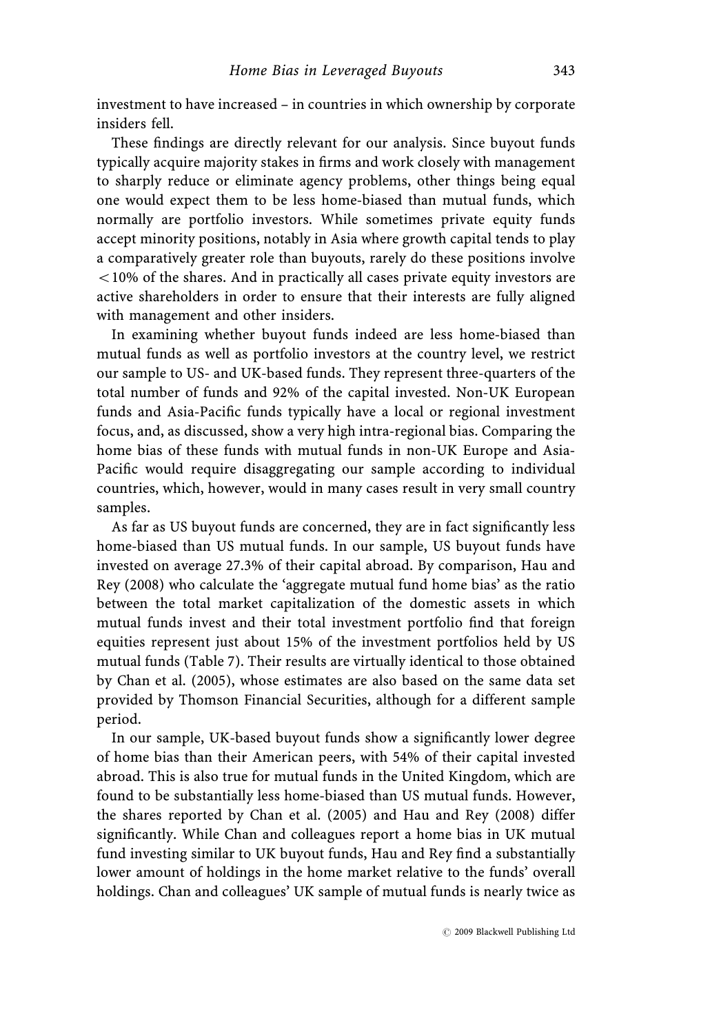investment to have increased – in countries in which ownership by corporate insiders fell.

These findings are directly relevant for our analysis. Since buyout funds typically acquire majority stakes in firms and work closely with management to sharply reduce or eliminate agency problems, other things being equal one would expect them to be less home-biased than mutual funds, which normally are portfolio investors. While sometimes private equity funds accept minority positions, notably in Asia where growth capital tends to play a comparatively greater role than buyouts, rarely do these positions involve <10% of the shares. And in practically all cases private equity investors are active shareholders in order to ensure that their interests are fully aligned with management and other insiders.

In examining whether buyout funds indeed are less home-biased than mutual funds as well as portfolio investors at the country level, we restrict our sample to US- and UK-based funds. They represent three-quarters of the total number of funds and 92% of the capital invested. Non-UK European funds and Asia-Pacific funds typically have a local or regional investment focus, and, as discussed, show a very high intra-regional bias. Comparing the home bias of these funds with mutual funds in non-UK Europe and Asia-Pacific would require disaggregating our sample according to individual countries, which, however, would in many cases result in very small country samples.

As far as US buyout funds are concerned, they are in fact significantly less home-biased than US mutual funds. In our sample, US buyout funds have invested on average 27.3% of their capital abroad. By comparison, Hau and Rey (2008) who calculate the 'aggregate mutual fund home bias' as the ratio between the total market capitalization of the domestic assets in which mutual funds invest and their total investment portfolio find that foreign equities represent just about 15% of the investment portfolios held by US mutual funds (Table 7). Their results are virtually identical to those obtained by Chan et al. (2005), whose estimates are also based on the same data set provided by Thomson Financial Securities, although for a different sample period.

In our sample, UK-based buyout funds show a significantly lower degree of home bias than their American peers, with 54% of their capital invested abroad. This is also true for mutual funds in the United Kingdom, which are found to be substantially less home-biased than US mutual funds. However, the shares reported by Chan et al. (2005) and Hau and Rey (2008) differ significantly. While Chan and colleagues report a home bias in UK mutual fund investing similar to UK buyout funds, Hau and Rey find a substantially lower amount of holdings in the home market relative to the funds' overall holdings. Chan and colleagues' UK sample of mutual funds is nearly twice as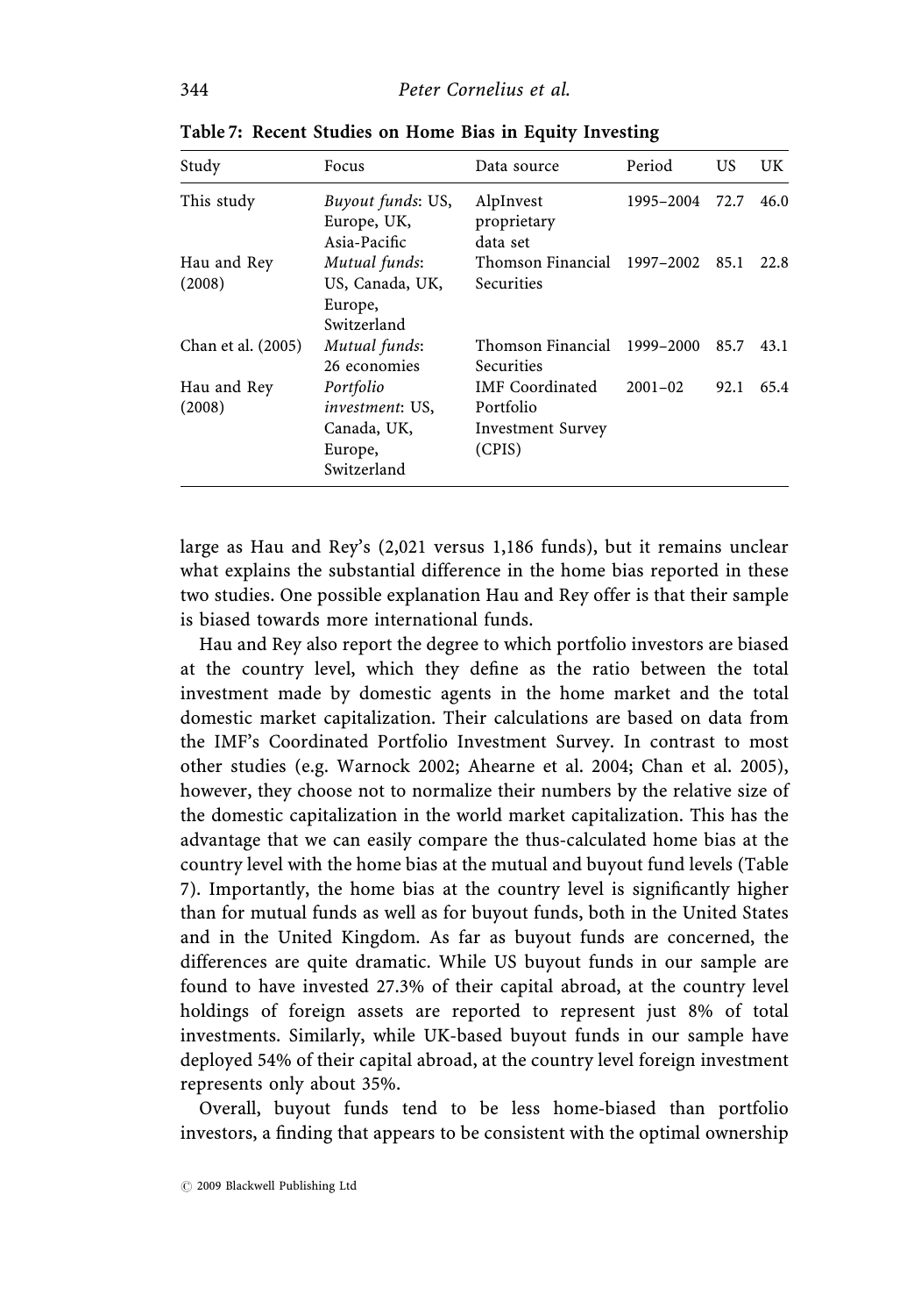**Table 7: Recent Studies on Home Bias in Equity Investing**

| Study | Focus | Data source | Period | US | UK |
|---|---|---|---|---|---|
| This study | *Buyout funds*: US, Europe, UK, Asia-Pacific | AlpInvest proprietary data set | 1995–2004 | 72.7 | 46.0 |
| Hau and Rey (2008) | *Mutual funds*: US, Canada, UK, Europe, Switzerland | Thomson Financial Securities | 1997–2002 | 85.1 | 22.8 |
| Chan et al. (2005) | *Mutual funds*: 26 economies | Thomson Financial Securities | 1999–2000 | 85.7 | 43.1 |
| Hau and Rey (2008) | *Portfolio investment*: US, Canada, UK, Europe, Switzerland | IMF Coordinated Portfolio Investment Survey (CPIS) | 2001–02 | 92.1 | 65.4 |

large as Hau and Rey's (2,021 versus 1,186 funds), but it remains unclear what explains the substantial difference in the home bias reported in these two studies. One possible explanation Hau and Rey offer is that their sample is biased towards more international funds.

Hau and Rey also report the degree to which portfolio investors are biased at the country level, which they define as the ratio between the total investment made by domestic agents in the home market and the total domestic market capitalization. Their calculations are based on data from the IMF's Coordinated Portfolio Investment Survey. In contrast to most other studies (e.g. Warnock 2002; Ahearne et al. 2004; Chan et al. 2005), however, they choose not to normalize their numbers by the relative size of the domestic capitalization in the world market capitalization. This has the advantage that we can easily compare the thus-calculated home bias at the country level with the home bias at the mutual and buyout fund levels (Table 7). Importantly, the home bias at the country level is significantly higher than for mutual funds as well as for buyout funds, both in the United States and in the United Kingdom. As far as buyout funds are concerned, the differences are quite dramatic. While US buyout funds in our sample are found to have invested 27.3% of their capital abroad, at the country level holdings of foreign assets are reported to represent just 8% of total investments. Similarly, while UK-based buyout funds in our sample have deployed 54% of their capital abroad, at the country level foreign investment represents only about 35%.

Overall, buyout funds tend to be less home-biased than portfolio investors, a finding that appears to be consistent with the optimal ownership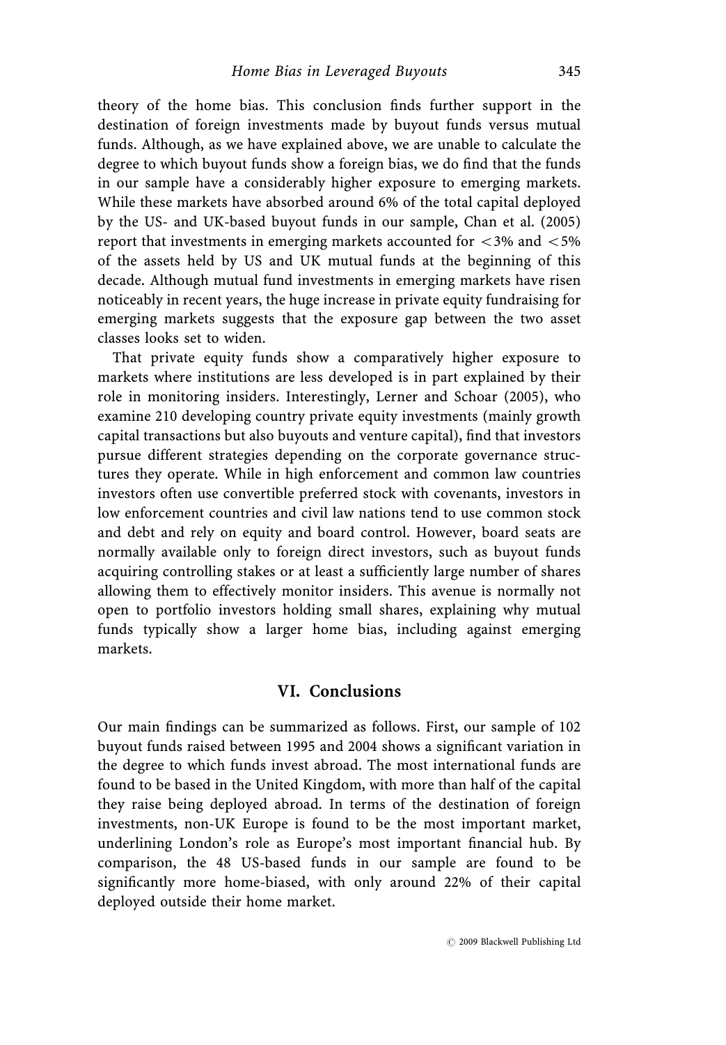theory of the home bias. This conclusion finds further support in the destination of foreign investments made by buyout funds versus mutual funds. Although, as we have explained above, we are unable to calculate the degree to which buyout funds show a foreign bias, we do find that the funds in our sample have a considerably higher exposure to emerging markets. While these markets have absorbed around 6% of the total capital deployed by the US- and UK-based buyout funds in our sample, Chan et al. (2005) report that investments in emerging markets accounted for $<3\%$ and $<5\%$ of the assets held by US and UK mutual funds at the beginning of this decade. Although mutual fund investments in emerging markets have risen noticeably in recent years, the huge increase in private equity fundraising for emerging markets suggests that the exposure gap between the two asset classes looks set to widen.

That private equity funds show a comparatively higher exposure to markets where institutions are less developed is in part explained by their role in monitoring insiders. Interestingly, Lerner and Schoar (2005), who examine 210 developing country private equity investments (mainly growth capital transactions but also buyouts and venture capital), find that investors pursue different strategies depending on the corporate governance structures they operate. While in high enforcement and common law countries investors often use convertible preferred stock with covenants, investors in low enforcement countries and civil law nations tend to use common stock and debt and rely on equity and board control. However, board seats are normally available only to foreign direct investors, such as buyout funds acquiring controlling stakes or at least a sufficiently large number of shares allowing them to effectively monitor insiders. This avenue is normally not open to portfolio investors holding small shares, explaining why mutual funds typically show a larger home bias, including against emerging markets.

## VI. Conclusions

Our main findings can be summarized as follows. First, our sample of 102 buyout funds raised between 1995 and 2004 shows a significant variation in the degree to which funds invest abroad. The most international funds are found to be based in the United Kingdom, with more than half of the capital they raise being deployed abroad. In terms of the destination of foreign investments, non-UK Europe is found to be the most important market, underlining London's role as Europe's most important financial hub. By comparison, the 48 US-based funds in our sample are found to be significantly more home-biased, with only around 22% of their capital deployed outside their home market.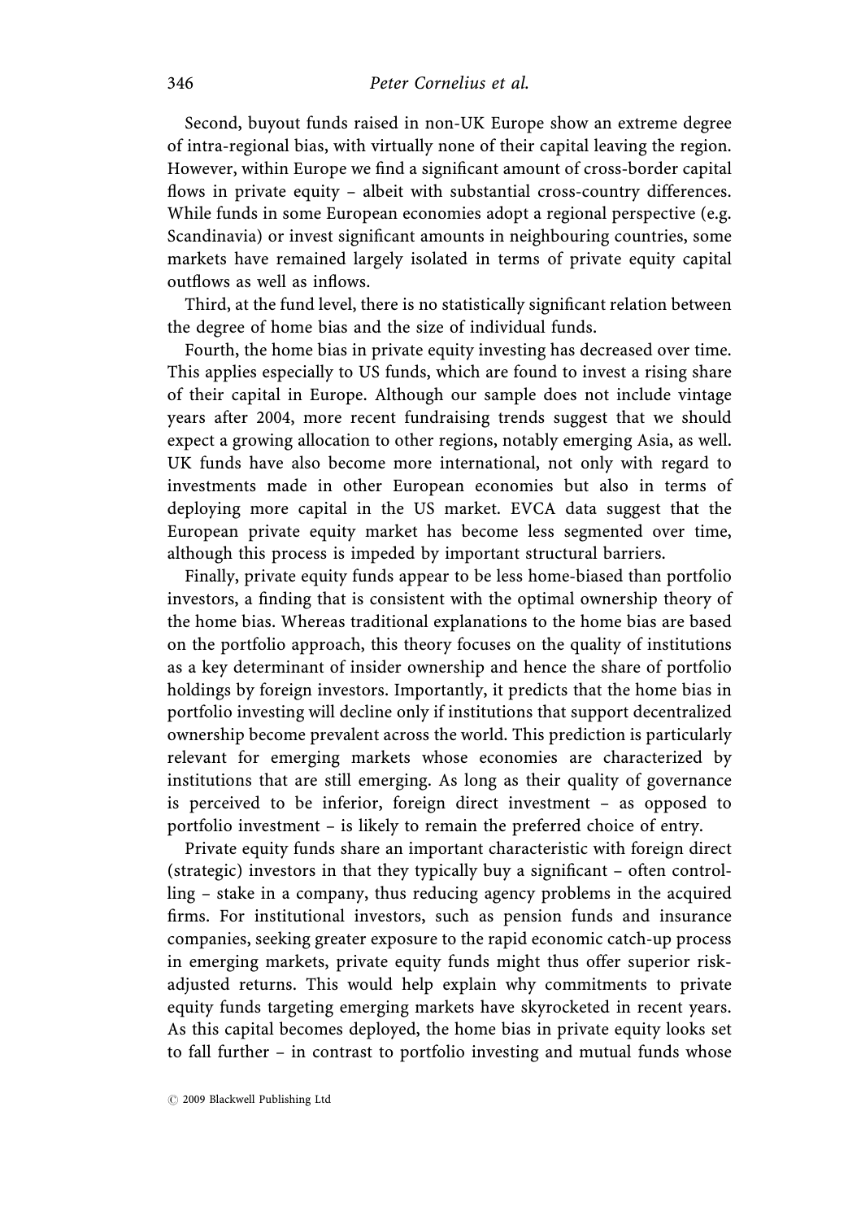Second, buyout funds raised in non-UK Europe show an extreme degree of intra-regional bias, with virtually none of their capital leaving the region. However, within Europe we find a significant amount of cross-border capital flows in private equity – albeit with substantial cross-country differences. While funds in some European economies adopt a regional perspective (e.g. Scandinavia) or invest significant amounts in neighbouring countries, some markets have remained largely isolated in terms of private equity capital outflows as well as inflows.

Third, at the fund level, there is no statistically significant relation between the degree of home bias and the size of individual funds.

Fourth, the home bias in private equity investing has decreased over time. This applies especially to US funds, which are found to invest a rising share of their capital in Europe. Although our sample does not include vintage years after 2004, more recent fundraising trends suggest that we should expect a growing allocation to other regions, notably emerging Asia, as well. UK funds have also become more international, not only with regard to investments made in other European economies but also in terms of deploying more capital in the US market. EVCA data suggest that the European private equity market has become less segmented over time, although this process is impeded by important structural barriers.

Finally, private equity funds appear to be less home-biased than portfolio investors, a finding that is consistent with the optimal ownership theory of the home bias. Whereas traditional explanations to the home bias are based on the portfolio approach, this theory focuses on the quality of institutions as a key determinant of insider ownership and hence the share of portfolio holdings by foreign investors. Importantly, it predicts that the home bias in portfolio investing will decline only if institutions that support decentralized ownership become prevalent across the world. This prediction is particularly relevant for emerging markets whose economies are characterized by institutions that are still emerging. As long as their quality of governance is perceived to be inferior, foreign direct investment – as opposed to portfolio investment – is likely to remain the preferred choice of entry.

Private equity funds share an important characteristic with foreign direct (strategic) investors in that they typically buy a significant – often controlling – stake in a company, thus reducing agency problems in the acquired firms. For institutional investors, such as pension funds and insurance companies, seeking greater exposure to the rapid economic catch-up process in emerging markets, private equity funds might thus offer superior risk-adjusted returns. This would help explain why commitments to private equity funds targeting emerging markets have skyrocketed in recent years. As this capital becomes deployed, the home bias in private equity looks set to fall further – in contrast to portfolio investing and mutual funds whose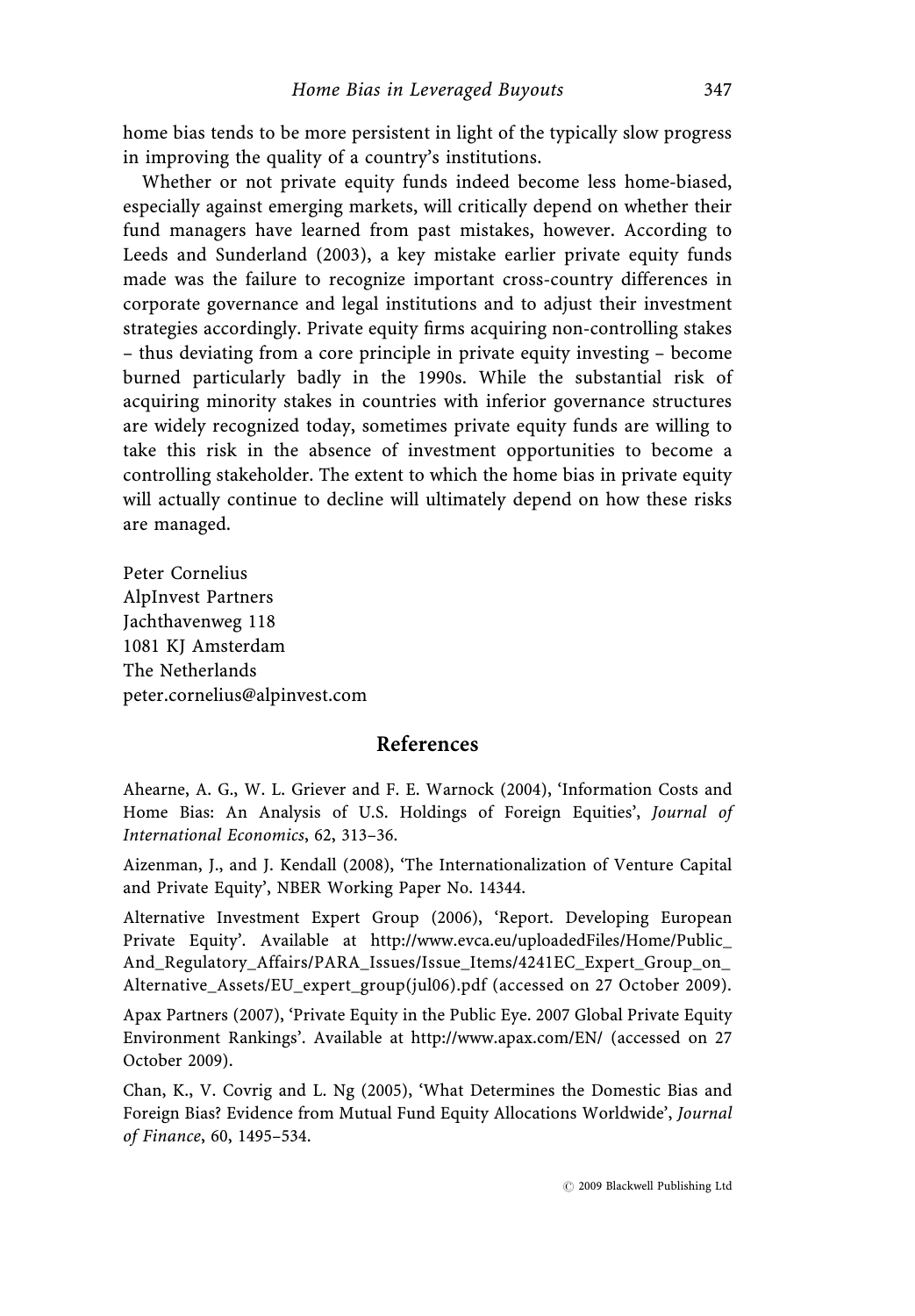home bias tends to be more persistent in light of the typically slow progress in improving the quality of a country's institutions.

Whether or not private equity funds indeed become less home-biased, especially against emerging markets, will critically depend on whether their fund managers have learned from past mistakes, however. According to Leeds and Sunderland (2003), a key mistake earlier private equity funds made was the failure to recognize important cross-country differences in corporate governance and legal institutions and to adjust their investment strategies accordingly. Private equity firms acquiring non-controlling stakes – thus deviating from a core principle in private equity investing – become burned particularly badly in the 1990s. While the substantial risk of acquiring minority stakes in countries with inferior governance structures are widely recognized today, sometimes private equity funds are willing to take this risk in the absence of investment opportunities to become a controlling stakeholder. The extent to which the home bias in private equity will actually continue to decline will ultimately depend on how these risks are managed.

Peter Cornelius
AlpInvest Partners
Jachthavenweg 118
1081 KJ Amsterdam
The Netherlands
peter.cornelius@alpinvest.com

## References

Ahearne, A. G., W. L. Griever and F. E. Warnock (2004), 'Information Costs and Home Bias: An Analysis of U.S. Holdings of Foreign Equities', *Journal of International Economics*, 62, 313–36.

Aizenman, J., and J. Kendall (2008), 'The Internationalization of Venture Capital and Private Equity', NBER Working Paper No. 14344.

Alternative Investment Expert Group (2006), 'Report. Developing European Private Equity'. Available at http://www.evca.eu/uploadedFiles/Home/Public_And_Regulatory_Affairs/PARA_Issues/Issue_Items/4241EC_Expert_Group_on_Alternative_Assets/EU_expert_group(jul06).pdf (accessed on 27 October 2009).

Apax Partners (2007), 'Private Equity in the Public Eye. 2007 Global Private Equity Environment Rankings'. Available at http://www.apax.com/EN/ (accessed on 27 October 2009).

Chan, K., V. Covrig and L. Ng (2005), 'What Determines the Domestic Bias and Foreign Bias? Evidence from Mutual Fund Equity Allocations Worldwide', *Journal of Finance*, 60, 1495–534.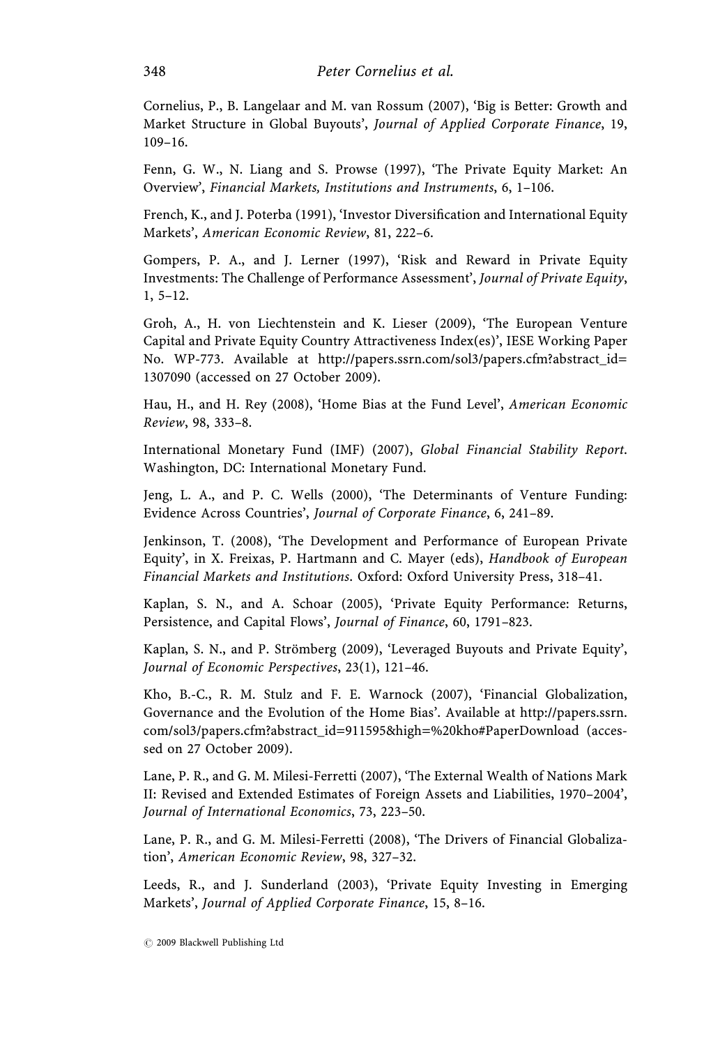Cornelius, P., B. Langelaar and M. van Rossum (2007), 'Big is Better: Growth and Market Structure in Global Buyouts', *Journal of Applied Corporate Finance*, 19, 109–16.

Fenn, G. W., N. Liang and S. Prowse (1997), 'The Private Equity Market: An Overview', *Financial Markets, Institutions and Instruments*, 6, 1–106.

French, K., and J. Poterba (1991), 'Investor Diversification and International Equity Markets', *American Economic Review*, 81, 222–6.

Gompers, P. A., and J. Lerner (1997), 'Risk and Reward in Private Equity Investments: The Challenge of Performance Assessment', *Journal of Private Equity*, 1, 5–12.

Groh, A., H. von Liechtenstein and K. Lieser (2009), 'The European Venture Capital and Private Equity Country Attractiveness Index(es)', IESE Working Paper No. WP-773. Available at http://papers.ssrn.com/sol3/papers.cfm?abstract_id=1307090 (accessed on 27 October 2009).

Hau, H., and H. Rey (2008), 'Home Bias at the Fund Level', *American Economic Review*, 98, 333–8.

International Monetary Fund (IMF) (2007), *Global Financial Stability Report*. Washington, DC: International Monetary Fund.

Jeng, L. A., and P. C. Wells (2000), 'The Determinants of Venture Funding: Evidence Across Countries', *Journal of Corporate Finance*, 6, 241–89.

Jenkinson, T. (2008), 'The Development and Performance of European Private Equity', in X. Freixas, P. Hartmann and C. Mayer (eds), *Handbook of European Financial Markets and Institutions*. Oxford: Oxford University Press, 318–41.

Kaplan, S. N., and A. Schoar (2005), 'Private Equity Performance: Returns, Persistence, and Capital Flows', *Journal of Finance*, 60, 1791–823.

Kaplan, S. N., and P. Strömberg (2009), 'Leveraged Buyouts and Private Equity', *Journal of Economic Perspectives*, 23(1), 121–46.

Kho, B.-C., R. M. Stulz and F. E. Warnock (2007), 'Financial Globalization, Governance and the Evolution of the Home Bias'. Available at http://papers.ssrn.com/sol3/papers.cfm?abstract_id=911595&high=%20kho#PaperDownload (accessed on 27 October 2009).

Lane, P. R., and G. M. Milesi-Ferretti (2007), 'The External Wealth of Nations Mark II: Revised and Extended Estimates of Foreign Assets and Liabilities, 1970–2004', *Journal of International Economics*, 73, 223–50.

Lane, P. R., and G. M. Milesi-Ferretti (2008), 'The Drivers of Financial Globalization', *American Economic Review*, 98, 327–32.

Leeds, R., and J. Sunderland (2003), 'Private Equity Investing in Emerging Markets', *Journal of Applied Corporate Finance*, 15, 8–16.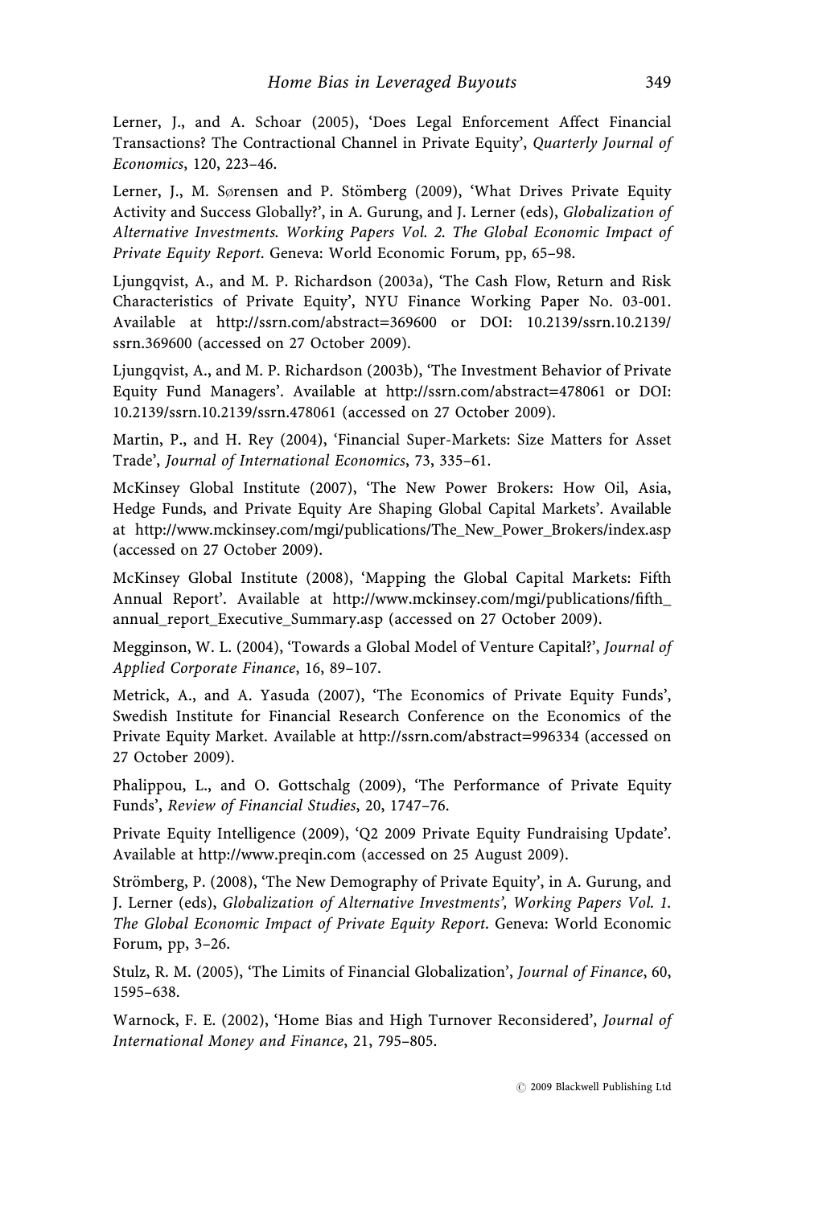Lerner, J., and A. Schoar (2005), 'Does Legal Enforcement Affect Financial Transactions? The Contractional Channel in Private Equity', *Quarterly Journal of Economics*, 120, 223–46.

Lerner, J., M. Sørensen and P. Stömberg (2009), 'What Drives Private Equity Activity and Success Globally?', in A. Gurung, and J. Lerner (eds), *Globalization of Alternative Investments. Working Papers Vol. 2. The Global Economic Impact of Private Equity Report*. Geneva: World Economic Forum, pp, 65–98.

Ljungqvist, A., and M. P. Richardson (2003a), 'The Cash Flow, Return and Risk Characteristics of Private Equity', NYU Finance Working Paper No. 03-001. Available at http://ssrn.com/abstract=369600 or DOI: 10.2139/ssrn.10.2139/ssrn.369600 (accessed on 27 October 2009).

Ljungqvist, A., and M. P. Richardson (2003b), 'The Investment Behavior of Private Equity Fund Managers'. Available at http://ssrn.com/abstract=478061 or DOI: 10.2139/ssrn.10.2139/ssrn.478061 (accessed on 27 October 2009).

Martin, P., and H. Rey (2004), 'Financial Super-Markets: Size Matters for Asset Trade', *Journal of International Economics*, 73, 335–61.

McKinsey Global Institute (2007), 'The New Power Brokers: How Oil, Asia, Hedge Funds, and Private Equity Are Shaping Global Capital Markets'. Available at http://www.mckinsey.com/mgi/publications/The_New_Power_Brokers/index.asp (accessed on 27 October 2009).

McKinsey Global Institute (2008), 'Mapping the Global Capital Markets: Fifth Annual Report'. Available at http://www.mckinsey.com/mgi/publications/fifth_annual_report_Executive_Summary.asp (accessed on 27 October 2009).

Megginson, W. L. (2004), 'Towards a Global Model of Venture Capital?', *Journal of Applied Corporate Finance*, 16, 89–107.

Metrick, A., and A. Yasuda (2007), 'The Economics of Private Equity Funds', Swedish Institute for Financial Research Conference on the Economics of the Private Equity Market. Available at http://ssrn.com/abstract=996334 (accessed on 27 October 2009).

Phalippou, L., and O. Gottschalg (2009), 'The Performance of Private Equity Funds', *Review of Financial Studies*, 20, 1747–76.

Private Equity Intelligence (2009), 'Q2 2009 Private Equity Fundraising Update'. Available at http://www.preqin.com (accessed on 25 August 2009).

Strömberg, P. (2008), 'The New Demography of Private Equity', in A. Gurung, and J. Lerner (eds), *Globalization of Alternative Investments', Working Papers Vol. 1. The Global Economic Impact of Private Equity Report*. Geneva: World Economic Forum, pp, 3–26.

Stulz, R. M. (2005), 'The Limits of Financial Globalization', *Journal of Finance*, 60, 1595–638.

Warnock, F. E. (2002), 'Home Bias and High Turnover Reconsidered', *Journal of International Money and Finance*, 21, 795–805.